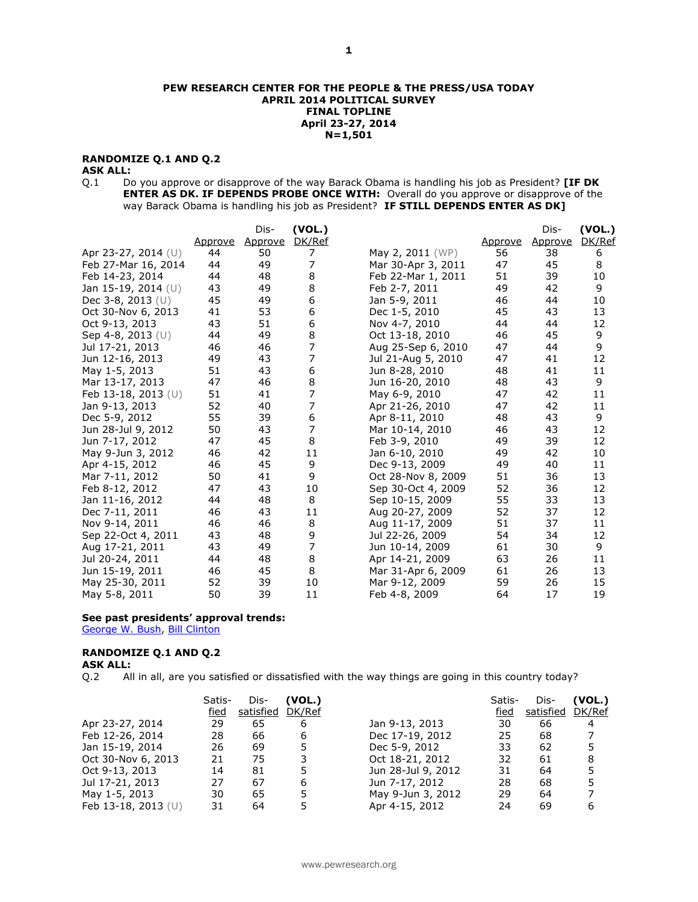**PEW RESEARCH CENTER FOR THE PEOPLE & THE PRESS/USA TODAY**
**APRIL 2014 POLITICAL SURVEY**
**FINAL TOPLINE**
**April 23-27, 2014**
**N=1,501**

**RANDOMIZE Q.1 AND Q.2**
**ASK ALL:**
Q.1 Do you approve or disapprove of the way Barack Obama is handling his job as President? **[IF DK ENTER AS DK. IF DEPENDS PROBE ONCE WITH:** Overall do you approve or disapprove of the way Barack Obama is handling his job as President? **IF STILL DEPENDS ENTER AS DK]**

| | Approve | Dis-Approve | (VOL.) DK/Ref |
|---|---|---|---|
| Apr 23-27, 2014 (U) | 44 | 50 | 7 |
| Feb 27-Mar 16, 2014 | 44 | 49 | 7 |
| Feb 14-23, 2014 | 44 | 48 | 8 |
| Jan 15-19, 2014 (U) | 43 | 49 | 8 |
| Dec 3-8, 2013 (U) | 45 | 49 | 6 |
| Oct 30-Nov 6, 2013 | 41 | 53 | 6 |
| Oct 9-13, 2013 | 43 | 51 | 6 |
| Sep 4-8, 2013 (U) | 44 | 49 | 8 |
| Jul 17-21, 2013 | 46 | 46 | 7 |
| Jun 12-16, 2013 | 49 | 43 | 7 |
| May 1-5, 2013 | 51 | 43 | 6 |
| Mar 13-17, 2013 | 47 | 46 | 8 |
| Feb 13-18, 2013 (U) | 51 | 41 | 7 |
| Jan 9-13, 2013 | 52 | 40 | 7 |
| Dec 5-9, 2012 | 55 | 39 | 6 |
| Jun 28-Jul 9, 2012 | 50 | 43 | 7 |
| Jun 7-17, 2012 | 47 | 45 | 8 |
| May 9-Jun 3, 2012 | 46 | 42 | 11 |
| Apr 4-15, 2012 | 46 | 45 | 9 |
| Mar 7-11, 2012 | 50 | 41 | 9 |
| Feb 8-12, 2012 | 47 | 43 | 10 |
| Jan 11-16, 2012 | 44 | 48 | 8 |
| Dec 7-11, 2011 | 46 | 43 | 11 |
| Nov 9-14, 2011 | 46 | 46 | 8 |
| Sep 22-Oct 4, 2011 | 43 | 48 | 9 |
| Aug 17-21, 2011 | 43 | 49 | 7 |
| Jul 20-24, 2011 | 44 | 48 | 8 |
| Jun 15-19, 2011 | 46 | 45 | 8 |
| May 25-30, 2011 | 52 | 39 | 10 |
| May 5-8, 2011 | 50 | 39 | 11 |
| May 2, 2011 (WP) | 56 | 38 | 6 |
| Mar 30-Apr 3, 2011 | 47 | 45 | 8 |
| Feb 22-Mar 1, 2011 | 51 | 39 | 10 |
| Feb 2-7, 2011 | 49 | 42 | 9 |
| Jan 5-9, 2011 | 46 | 44 | 10 |
| Dec 1-5, 2010 | 45 | 43 | 13 |
| Nov 4-7, 2010 | 44 | 44 | 12 |
| Oct 13-18, 2010 | 46 | 45 | 9 |
| Aug 25-Sep 6, 2010 | 47 | 44 | 9 |
| Jul 21-Aug 5, 2010 | 47 | 41 | 12 |
| Jun 8-28, 2010 | 48 | 41 | 11 |
| Jun 16-20, 2010 | 48 | 43 | 9 |
| May 6-9, 2010 | 47 | 42 | 11 |
| Apr 21-26, 2010 | 47 | 42 | 11 |
| Apr 8-11, 2010 | 48 | 43 | 9 |
| Mar 10-14, 2010 | 46 | 43 | 12 |
| Feb 3-9, 2010 | 49 | 39 | 12 |
| Jan 6-10, 2010 | 49 | 42 | 10 |
| Dec 9-13, 2009 | 49 | 40 | 11 |
| Oct 28-Nov 8, 2009 | 51 | 36 | 13 |
| Sep 30-Oct 4, 2009 | 52 | 36 | 12 |
| Sep 10-15, 2009 | 55 | 33 | 13 |
| Aug 20-27, 2009 | 52 | 37 | 12 |
| Aug 11-17, 2009 | 51 | 37 | 11 |
| Jul 22-26, 2009 | 54 | 34 | 12 |
| Jun 10-14, 2009 | 61 | 30 | 9 |
| Apr 14-21, 2009 | 63 | 26 | 11 |
| Mar 31-Apr 6, 2009 | 61 | 26 | 13 |
| Mar 9-12, 2009 | 59 | 26 | 15 |
| Feb 4-8, 2009 | 64 | 17 | 19 |

**See past presidents' approval trends:**
George W. Bush, Bill Clinton

**RANDOMIZE Q.1 AND Q.2**
**ASK ALL:**
Q.2 All in all, are you satisfied or dissatisfied with the way things are going in this country today?

| | Satis-fied | Dis-satisfied | (VOL.) DK/Ref |
|---|---|---|---|
| Apr 23-27, 2014 | 29 | 65 | 6 |
| Feb 12-26, 2014 | 28 | 66 | 6 |
| Jan 15-19, 2014 | 26 | 69 | 5 |
| Oct 30-Nov 6, 2013 | 21 | 75 | 3 |
| Oct 9-13, 2013 | 14 | 81 | 5 |
| Jul 17-21, 2013 | 27 | 67 | 6 |
| May 1-5, 2013 | 30 | 65 | 5 |
| Feb 13-18, 2013 (U) | 31 | 64 | 5 |
| Jan 9-13, 2013 | 30 | 66 | 4 |
| Dec 17-19, 2012 | 25 | 68 | 7 |
| Dec 5-9, 2012 | 33 | 62 | 5 |
| Oct 18-21, 2012 | 32 | 61 | 8 |
| Jun 28-Jul 9, 2012 | 31 | 64 | 5 |
| Jun 7-17, 2012 | 28 | 68 | 5 |
| May 9-Jun 3, 2012 | 29 | 64 | 7 |
| Apr 4-15, 2012 | 24 | 69 | 6 |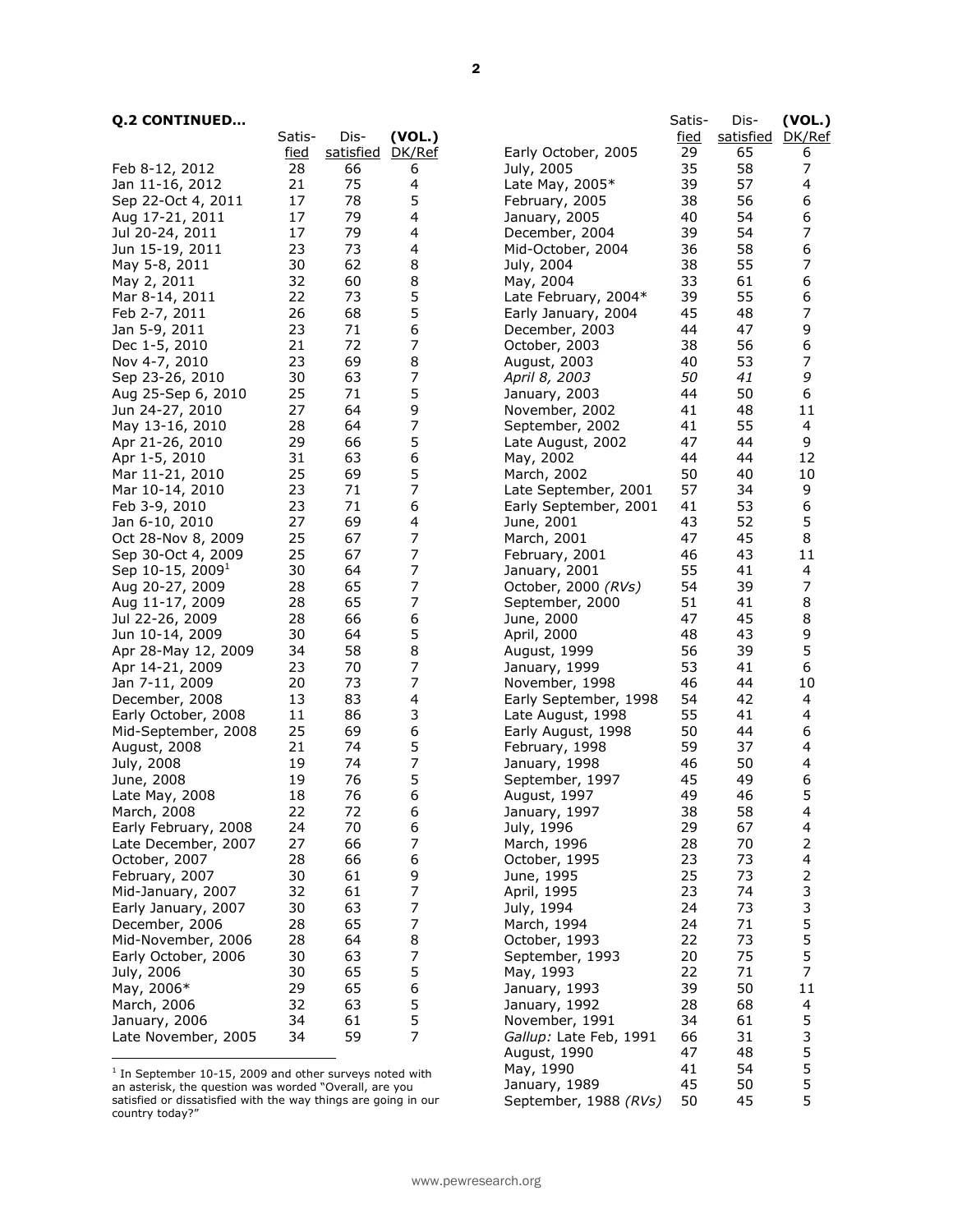**Q.2 CONTINUED…**

| | Satis-fied | Dis-satisfied | (VOL.) DK/Ref |
|---|---|---|---|
| Feb 8-12, 2012 | 28 | 66 | 6 |
| Jan 11-16, 2012 | 21 | 75 | 4 |
| Sep 22-Oct 4, 2011 | 17 | 78 | 5 |
| Aug 17-21, 2011 | 17 | 79 | 4 |
| Jul 20-24, 2011 | 17 | 79 | 4 |
| Jun 15-19, 2011 | 23 | 73 | 4 |
| May 5-8, 2011 | 30 | 62 | 8 |
| May 2, 2011 | 32 | 60 | 8 |
| Mar 8-14, 2011 | 22 | 73 | 5 |
| Feb 2-7, 2011 | 26 | 68 | 5 |
| Jan 5-9, 2011 | 23 | 71 | 6 |
| Dec 1-5, 2010 | 21 | 72 | 7 |
| Nov 4-7, 2010 | 23 | 69 | 8 |
| Sep 23-26, 2010 | 30 | 63 | 7 |
| Aug 25-Sep 6, 2010 | 25 | 71 | 5 |
| Jun 24-27, 2010 | 27 | 64 | 9 |
| May 13-16, 2010 | 28 | 64 | 7 |
| Apr 21-26, 2010 | 29 | 66 | 5 |
| Apr 1-5, 2010 | 31 | 63 | 6 |
| Mar 11-21, 2010 | 25 | 69 | 5 |
| Mar 10-14, 2010 | 23 | 71 | 7 |
| Feb 3-9, 2010 | 23 | 71 | 6 |
| Jan 6-10, 2010 | 27 | 69 | 4 |
| Oct 28-Nov 8, 2009 | 25 | 67 | 7 |
| Sep 30-Oct 4, 2009 | 25 | 67 | 7 |
| Sep 10-15, 2009[1] | 30 | 64 | 7 |
| Aug 20-27, 2009 | 28 | 65 | 7 |
| Aug 11-17, 2009 | 28 | 65 | 7 |
| Jul 22-26, 2009 | 28 | 66 | 6 |
| Jun 10-14, 2009 | 30 | 64 | 5 |
| Apr 28-May 12, 2009 | 34 | 58 | 8 |
| Apr 14-21, 2009 | 23 | 70 | 7 |
| Jan 7-11, 2009 | 20 | 73 | 7 |
| December, 2008 | 13 | 83 | 4 |
| Early October, 2008 | 11 | 86 | 3 |
| Mid-September, 2008 | 25 | 69 | 6 |
| August, 2008 | 21 | 74 | 5 |
| July, 2008 | 19 | 74 | 7 |
| June, 2008 | 19 | 76 | 5 |
| Late May, 2008 | 18 | 76 | 6 |
| March, 2008 | 22 | 72 | 6 |
| Early February, 2008 | 24 | 70 | 6 |
| Late December, 2007 | 27 | 66 | 7 |
| October, 2007 | 28 | 66 | 6 |
| February, 2007 | 30 | 61 | 9 |
| Mid-January, 2007 | 32 | 61 | 7 |
| Early January, 2007 | 30 | 63 | 7 |
| December, 2006 | 28 | 65 | 7 |
| Mid-November, 2006 | 28 | 64 | 8 |
| Early October, 2006 | 30 | 63 | 7 |
| July, 2006 | 30 | 65 | 5 |
| May, 2006* | 29 | 65 | 6 |
| March, 2006 | 32 | 63 | 5 |
| January, 2006 | 34 | 61 | 5 |
| Late November, 2005 | 34 | 59 | 7 |
| Early October, 2005 | 29 | 65 | 6 |
| July, 2005 | 35 | 58 | 7 |
| Late May, 2005* | 39 | 57 | 4 |
| February, 2005 | 38 | 56 | 6 |
| January, 2005 | 40 | 54 | 6 |
| December, 2004 | 39 | 54 | 7 |
| Mid-October, 2004 | 36 | 58 | 6 |
| July, 2004 | 38 | 55 | 7 |
| May, 2004 | 33 | 61 | 6 |
| Late February, 2004* | 39 | 55 | 6 |
| Early January, 2004 | 45 | 48 | 7 |
| December, 2003 | 44 | 47 | 9 |
| October, 2003 | 38 | 56 | 6 |
| August, 2003 | 40 | 53 | 7 |
| *April 8, 2003* | *50* | *41* | *9* |
| January, 2003 | 44 | 50 | 6 |
| November, 2002 | 41 | 48 | 11 |
| September, 2002 | 41 | 55 | 4 |
| Late August, 2002 | 47 | 44 | 9 |
| May, 2002 | 44 | 44 | 12 |
| March, 2002 | 50 | 40 | 10 |
| Late September, 2001 | 57 | 34 | 9 |
| Early September, 2001 | 41 | 53 | 6 |
| June, 2001 | 43 | 52 | 5 |
| March, 2001 | 47 | 45 | 8 |
| February, 2001 | 46 | 43 | 11 |
| January, 2001 | 55 | 41 | 4 |
| October, 2000 *(RVs)* | 54 | 39 | 7 |
| September, 2000 | 51 | 41 | 8 |
| June, 2000 | 47 | 45 | 8 |
| April, 2000 | 48 | 43 | 9 |
| August, 1999 | 56 | 39 | 5 |
| January, 1999 | 53 | 41 | 6 |
| November, 1998 | 46 | 44 | 10 |
| Early September, 1998 | 54 | 42 | 4 |
| Late August, 1998 | 55 | 41 | 4 |
| Early August, 1998 | 50 | 44 | 6 |
| February, 1998 | 59 | 37 | 4 |
| January, 1998 | 46 | 50 | 4 |
| September, 1997 | 45 | 49 | 6 |
| August, 1997 | 49 | 46 | 5 |
| January, 1997 | 38 | 58 | 4 |
| July, 1996 | 29 | 67 | 4 |
| March, 1996 | 28 | 70 | 2 |
| October, 1995 | 23 | 73 | 4 |
| June, 1995 | 25 | 73 | 2 |
| April, 1995 | 23 | 74 | 3 |
| July, 1994 | 24 | 73 | 3 |
| March, 1994 | 24 | 71 | 5 |
| October, 1993 | 22 | 73 | 5 |
| September, 1993 | 20 | 75 | 5 |
| May, 1993 | 22 | 71 | 7 |
| January, 1993 | 39 | 50 | 11 |
| January, 1992 | 28 | 68 | 4 |
| November, 1991 | 34 | 61 | 5 |
| *Gallup:* Late Feb, 1991 | 66 | 31 | 3 |
| August, 1990 | 47 | 48 | 5 |
| May, 1990 | 41 | 54 | 5 |
| January, 1989 | 45 | 50 | 5 |
| September, 1988 *(RVs)* | 50 | 45 | 5 |

[1] In September 10-15, 2009 and other surveys noted with an asterisk, the question was worded "Overall, are you satisfied or dissatisfied with the way things are going in our country today?"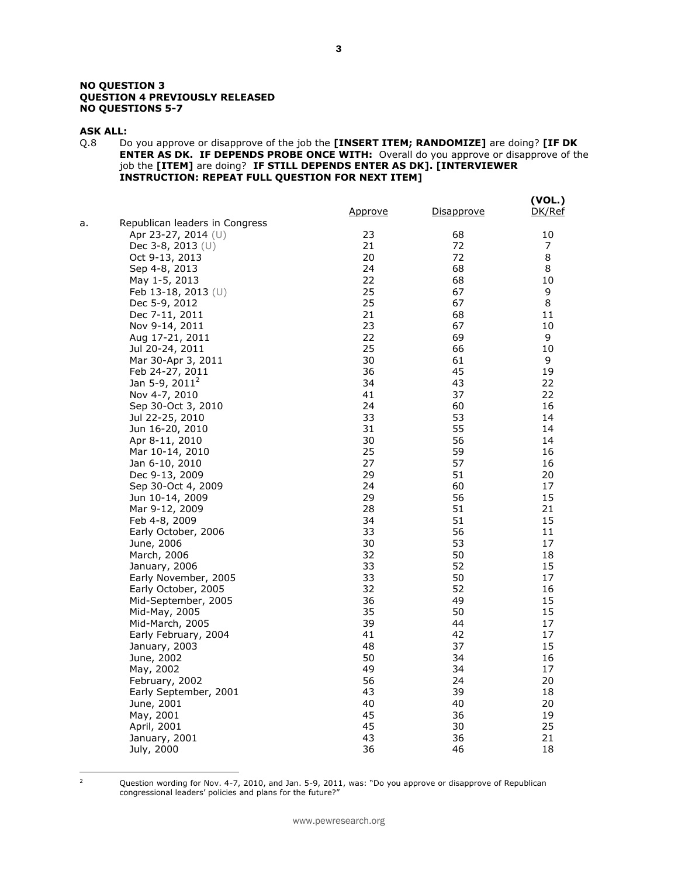**NO QUESTION 3**
**QUESTION 4 PREVIOUSLY RELEASED**
**NO QUESTIONS 5-7**

**ASK ALL:**

Q.8 Do you approve or disapprove of the job the **[INSERT ITEM; RANDOMIZE]** are doing? **[IF DK ENTER AS DK. IF DEPENDS PROBE ONCE WITH:** Overall do you approve or disapprove of the job the **[ITEM]** are doing? **IF STILL DEPENDS ENTER AS DK]. [INTERVIEWER INSTRUCTION: REPEAT FULL QUESTION FOR NEXT ITEM]**

| | | Approve | Disapprove | (VOL.) DK/Ref |
|---|---|---|---|---|
| a. | Republican leaders in Congress | | | |
| | Apr 23-27, 2014 (U) | 23 | 68 | 10 |
| | Dec 3-8, 2013 (U) | 21 | 72 | 7 |
| | Oct 9-13, 2013 | 20 | 72 | 8 |
| | Sep 4-8, 2013 | 24 | 68 | 8 |
| | May 1-5, 2013 | 22 | 68 | 10 |
| | Feb 13-18, 2013 (U) | 25 | 67 | 9 |
| | Dec 5-9, 2012 | 25 | 67 | 8 |
| | Dec 7-11, 2011 | 21 | 68 | 11 |
| | Nov 9-14, 2011 | 23 | 67 | 10 |
| | Aug 17-21, 2011 | 22 | 69 | 9 |
| | Jul 20-24, 2011 | 25 | 66 | 10 |
| | Mar 30-Apr 3, 2011 | 30 | 61 | 9 |
| | Feb 24-27, 2011 | 36 | 45 | 19 |
| | Jan 5-9, 2011[2] | 34 | 43 | 22 |
| | Nov 4-7, 2010 | 41 | 37 | 22 |
| | Sep 30-Oct 3, 2010 | 24 | 60 | 16 |
| | Jul 22-25, 2010 | 33 | 53 | 14 |
| | Jun 16-20, 2010 | 31 | 55 | 14 |
| | Apr 8-11, 2010 | 30 | 56 | 14 |
| | Mar 10-14, 2010 | 25 | 59 | 16 |
| | Jan 6-10, 2010 | 27 | 57 | 16 |
| | Dec 9-13, 2009 | 29 | 51 | 20 |
| | Sep 30-Oct 4, 2009 | 24 | 60 | 17 |
| | Jun 10-14, 2009 | 29 | 56 | 15 |
| | Mar 9-12, 2009 | 28 | 51 | 21 |
| | Feb 4-8, 2009 | 34 | 51 | 15 |
| | Early October, 2006 | 33 | 56 | 11 |
| | June, 2006 | 30 | 53 | 17 |
| | March, 2006 | 32 | 50 | 18 |
| | January, 2006 | 33 | 52 | 15 |
| | Early November, 2005 | 33 | 50 | 17 |
| | Early October, 2005 | 32 | 52 | 16 |
| | Mid-September, 2005 | 36 | 49 | 15 |
| | Mid-May, 2005 | 35 | 50 | 15 |
| | Mid-March, 2005 | 39 | 44 | 17 |
| | Early February, 2004 | 41 | 42 | 17 |
| | January, 2003 | 48 | 37 | 15 |
| | June, 2002 | 50 | 34 | 16 |
| | May, 2002 | 49 | 34 | 17 |
| | February, 2002 | 56 | 24 | 20 |
| | Early September, 2001 | 43 | 39 | 18 |
| | June, 2001 | 40 | 40 | 20 |
| | May, 2001 | 45 | 36 | 19 |
| | April, 2001 | 45 | 30 | 25 |
| | January, 2001 | 43 | 36 | 21 |
| | July, 2000 | 36 | 46 | 18 |

[2] Question wording for Nov. 4-7, 2010, and Jan. 5-9, 2011, was: "Do you approve or disapprove of Republican congressional leaders' policies and plans for the future?"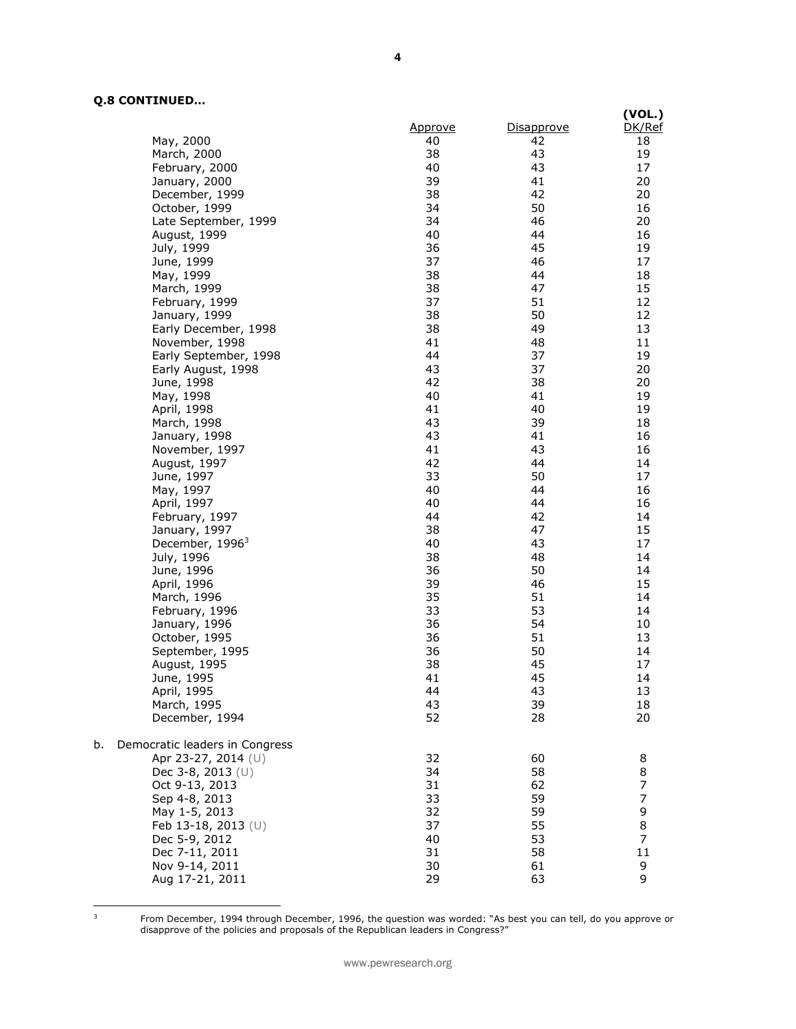**Q.8 CONTINUED…**

| | Approve | Disapprove | (VOL.) DK/Ref |
|---|---|---|---|
| May, 2000 | 40 | 42 | 18 |
| March, 2000 | 38 | 43 | 19 |
| February, 2000 | 40 | 43 | 17 |
| January, 2000 | 39 | 41 | 20 |
| December, 1999 | 38 | 42 | 20 |
| October, 1999 | 34 | 50 | 16 |
| Late September, 1999 | 34 | 46 | 20 |
| August, 1999 | 40 | 44 | 16 |
| July, 1999 | 36 | 45 | 19 |
| June, 1999 | 37 | 46 | 17 |
| May, 1999 | 38 | 44 | 18 |
| March, 1999 | 38 | 47 | 15 |
| February, 1999 | 37 | 51 | 12 |
| January, 1999 | 38 | 50 | 12 |
| Early December, 1998 | 38 | 49 | 13 |
| November, 1998 | 41 | 48 | 11 |
| Early September, 1998 | 44 | 37 | 19 |
| Early August, 1998 | 43 | 37 | 20 |
| June, 1998 | 42 | 38 | 20 |
| May, 1998 | 40 | 41 | 19 |
| April, 1998 | 41 | 40 | 19 |
| March, 1998 | 43 | 39 | 18 |
| January, 1998 | 43 | 41 | 16 |
| November, 1997 | 41 | 43 | 16 |
| August, 1997 | 42 | 44 | 14 |
| June, 1997 | 33 | 50 | 17 |
| May, 1997 | 40 | 44 | 16 |
| April, 1997 | 40 | 44 | 16 |
| February, 1997 | 44 | 42 | 14 |
| January, 1997 | 38 | 47 | 15 |
| December, 1996[3] | 40 | 43 | 17 |
| July, 1996 | 38 | 48 | 14 |
| June, 1996 | 36 | 50 | 14 |
| April, 1996 | 39 | 46 | 15 |
| March, 1996 | 35 | 51 | 14 |
| February, 1996 | 33 | 53 | 14 |
| January, 1996 | 36 | 54 | 10 |
| October, 1995 | 36 | 51 | 13 |
| September, 1995 | 36 | 50 | 14 |
| August, 1995 | 38 | 45 | 17 |
| June, 1995 | 41 | 45 | 14 |
| April, 1995 | 44 | 43 | 13 |
| March, 1995 | 43 | 39 | 18 |
| December, 1994 | 52 | 28 | 20 |
| **b. Democratic leaders in Congress** | | | |
| Apr 23-27, 2014 (U) | 32 | 60 | 8 |
| Dec 3-8, 2013 (U) | 34 | 58 | 8 |
| Oct 9-13, 2013 | 31 | 62 | 7 |
| Sep 4-8, 2013 | 33 | 59 | 7 |
| May 1-5, 2013 | 32 | 59 | 9 |
| Feb 13-18, 2013 (U) | 37 | 55 | 8 |
| Dec 5-9, 2012 | 40 | 53 | 7 |
| Dec 7-11, 2011 | 31 | 58 | 11 |
| Nov 9-14, 2011 | 30 | 61 | 9 |
| Aug 17-21, 2011 | 29 | 63 | 9 |

[3] From December, 1994 through December, 1996, the question was worded: "As best you can tell, do you approve or disapprove of the policies and proposals of the Republican leaders in Congress?"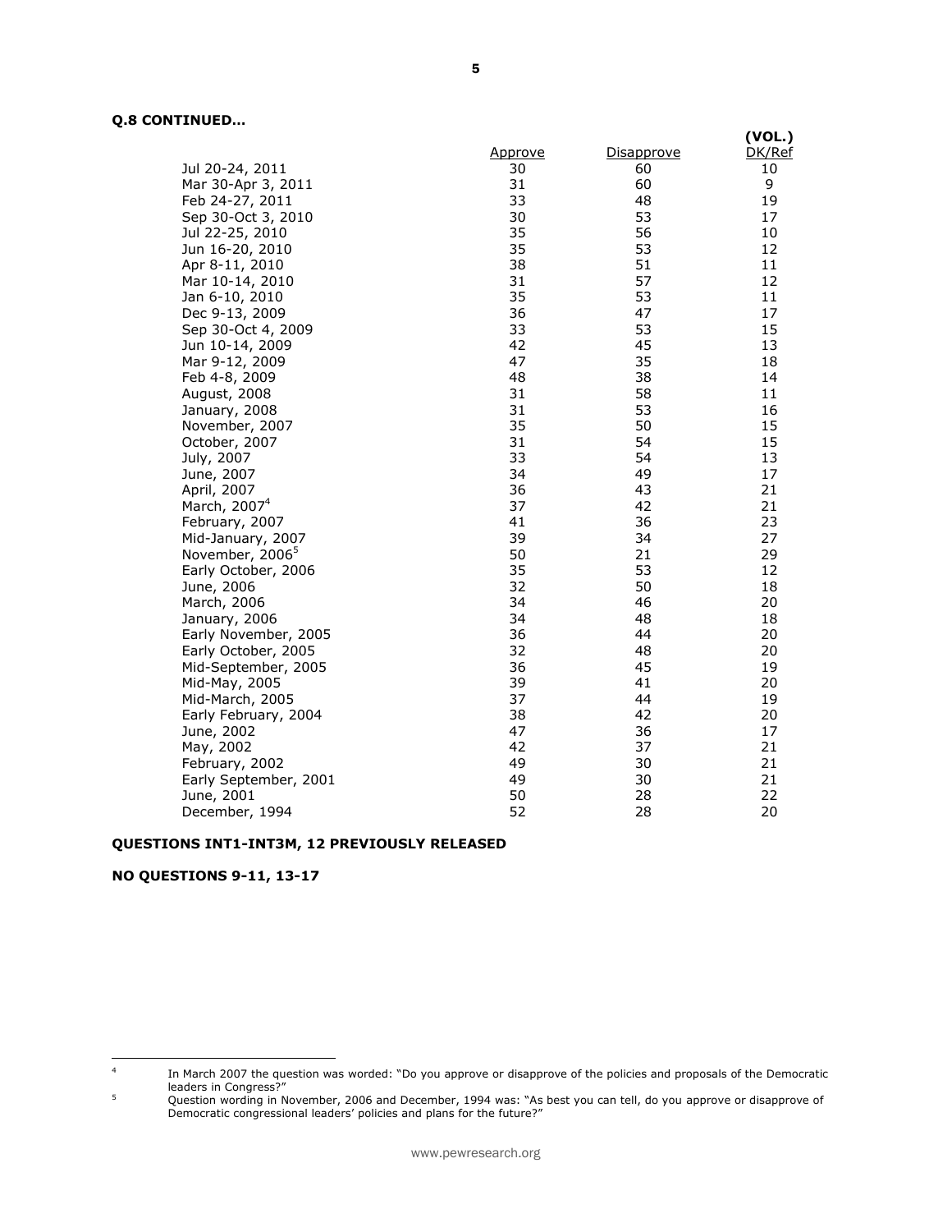**Q.8 CONTINUED…**

| | Approve | Disapprove | (VOL.) DK/Ref |
|---|---|---|---|
| Jul 20-24, 2011 | 30 | 60 | 10 |
| Mar 30-Apr 3, 2011 | 31 | 60 | 9 |
| Feb 24-27, 2011 | 33 | 48 | 19 |
| Sep 30-Oct 3, 2010 | 30 | 53 | 17 |
| Jul 22-25, 2010 | 35 | 56 | 10 |
| Jun 16-20, 2010 | 35 | 53 | 12 |
| Apr 8-11, 2010 | 38 | 51 | 11 |
| Mar 10-14, 2010 | 31 | 57 | 12 |
| Jan 6-10, 2010 | 35 | 53 | 11 |
| Dec 9-13, 2009 | 36 | 47 | 17 |
| Sep 30-Oct 4, 2009 | 33 | 53 | 15 |
| Jun 10-14, 2009 | 42 | 45 | 13 |
| Mar 9-12, 2009 | 47 | 35 | 18 |
| Feb 4-8, 2009 | 48 | 38 | 14 |
| August, 2008 | 31 | 58 | 11 |
| January, 2008 | 31 | 53 | 16 |
| November, 2007 | 35 | 50 | 15 |
| October, 2007 | 31 | 54 | 15 |
| July, 2007 | 33 | 54 | 13 |
| June, 2007 | 34 | 49 | 17 |
| April, 2007 | 36 | 43 | 21 |
| March, 2007[4] | 37 | 42 | 21 |
| February, 2007 | 41 | 36 | 23 |
| Mid-January, 2007 | 39 | 34 | 27 |
| November, 2006[5] | 50 | 21 | 29 |
| Early October, 2006 | 35 | 53 | 12 |
| June, 2006 | 32 | 50 | 18 |
| March, 2006 | 34 | 46 | 20 |
| January, 2006 | 34 | 48 | 18 |
| Early November, 2005 | 36 | 44 | 20 |
| Early October, 2005 | 32 | 48 | 20 |
| Mid-September, 2005 | 36 | 45 | 19 |
| Mid-May, 2005 | 39 | 41 | 20 |
| Mid-March, 2005 | 37 | 44 | 19 |
| Early February, 2004 | 38 | 42 | 20 |
| June, 2002 | 47 | 36 | 17 |
| May, 2002 | 42 | 37 | 21 |
| February, 2002 | 49 | 30 | 21 |
| Early September, 2001 | 49 | 30 | 21 |
| June, 2001 | 50 | 28 | 22 |
| December, 1994 | 52 | 28 | 20 |

**QUESTIONS INT1-INT3M, 12 PREVIOUSLY RELEASED**

**NO QUESTIONS 9-11, 13-17**

[4] In March 2007 the question was worded: "Do you approve or disapprove of the policies and proposals of the Democratic leaders in Congress?"

[5] Question wording in November, 2006 and December, 1994 was: "As best you can tell, do you approve or disapprove of Democratic congressional leaders' policies and plans for the future?"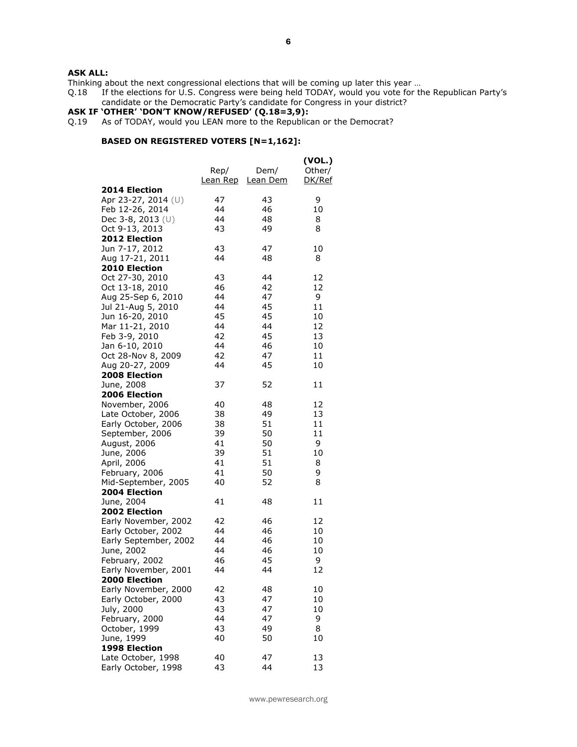**ASK ALL:**

Thinking about the next congressional elections that will be coming up later this year …

Q.18 If the elections for U.S. Congress were being held TODAY, would you vote for the Republican Party's candidate or the Democratic Party's candidate for Congress in your district?

**ASK IF 'OTHER' 'DON'T KNOW/REFUSED' (Q.18=3,9):**

Q.19 As of TODAY, would you LEAN more to the Republican or the Democrat?

**BASED ON REGISTERED VOTERS [N=1,162]:**

| | Rep/ Lean Rep | Dem/ Lean Dem | (VOL.) Other/ DK/Ref |
|---|---|---|---|
| **2014 Election** | | | |
| Apr 23-27, 2014 (U) | 47 | 43 | 9 |
| Feb 12-26, 2014 | 44 | 46 | 10 |
| Dec 3-8, 2013 (U) | 44 | 48 | 8 |
| Oct 9-13, 2013 | 43 | 49 | 8 |
| **2012 Election** | | | |
| Jun 7-17, 2012 | 43 | 47 | 10 |
| Aug 17-21, 2011 | 44 | 48 | 8 |
| **2010 Election** | | | |
| Oct 27-30, 2010 | 43 | 44 | 12 |
| Oct 13-18, 2010 | 46 | 42 | 12 |
| Aug 25-Sep 6, 2010 | 44 | 47 | 9 |
| Jul 21-Aug 5, 2010 | 44 | 45 | 11 |
| Jun 16-20, 2010 | 45 | 45 | 10 |
| Mar 11-21, 2010 | 44 | 44 | 12 |
| Feb 3-9, 2010 | 42 | 45 | 13 |
| Jan 6-10, 2010 | 44 | 46 | 10 |
| Oct 28-Nov 8, 2009 | 42 | 47 | 11 |
| Aug 20-27, 2009 | 44 | 45 | 10 |
| **2008 Election** | | | |
| June, 2008 | 37 | 52 | 11 |
| **2006 Election** | | | |
| November, 2006 | 40 | 48 | 12 |
| Late October, 2006 | 38 | 49 | 13 |
| Early October, 2006 | 38 | 51 | 11 |
| September, 2006 | 39 | 50 | 11 |
| August, 2006 | 41 | 50 | 9 |
| June, 2006 | 39 | 51 | 10 |
| April, 2006 | 41 | 51 | 8 |
| February, 2006 | 41 | 50 | 9 |
| Mid-September, 2005 | 40 | 52 | 8 |
| **2004 Election** | | | |
| June, 2004 | 41 | 48 | 11 |
| **2002 Election** | | | |
| Early November, 2002 | 42 | 46 | 12 |
| Early October, 2002 | 44 | 46 | 10 |
| Early September, 2002 | 44 | 46 | 10 |
| June, 2002 | 44 | 46 | 10 |
| February, 2002 | 46 | 45 | 9 |
| Early November, 2001 | 44 | 44 | 12 |
| **2000 Election** | | | |
| Early November, 2000 | 42 | 48 | 10 |
| Early October, 2000 | 43 | 47 | 10 |
| July, 2000 | 43 | 47 | 10 |
| February, 2000 | 44 | 47 | 9 |
| October, 1999 | 43 | 49 | 8 |
| June, 1999 | 40 | 50 | 10 |
| **1998 Election** | | | |
| Late October, 1998 | 40 | 47 | 13 |
| Early October, 1998 | 43 | 44 | 13 |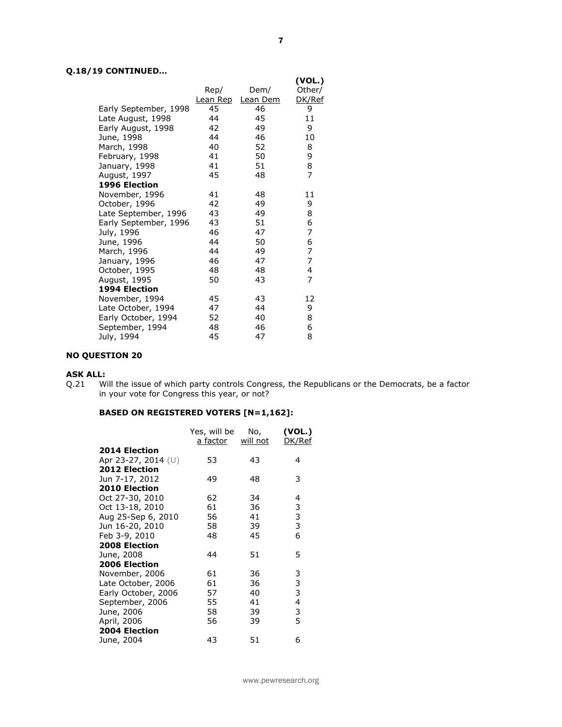**Q.18/19 CONTINUED…**

| | Rep/ Lean Rep | Dem/ Lean Dem | (VOL.) Other/ DK/Ref |
|---|---|---|---|
| Early September, 1998 | 45 | 46 | 9 |
| Late August, 1998 | 44 | 45 | 11 |
| Early August, 1998 | 42 | 49 | 9 |
| June, 1998 | 44 | 46 | 10 |
| March, 1998 | 40 | 52 | 8 |
| February, 1998 | 41 | 50 | 9 |
| January, 1998 | 41 | 51 | 8 |
| August, 1997 | 45 | 48 | 7 |
| **1996 Election** | | | |
| November, 1996 | 41 | 48 | 11 |
| October, 1996 | 42 | 49 | 9 |
| Late September, 1996 | 43 | 49 | 8 |
| Early September, 1996 | 43 | 51 | 6 |
| July, 1996 | 46 | 47 | 7 |
| June, 1996 | 44 | 50 | 6 |
| March, 1996 | 44 | 49 | 7 |
| January, 1996 | 46 | 47 | 7 |
| October, 1995 | 48 | 48 | 4 |
| August, 1995 | 50 | 43 | 7 |
| **1994 Election** | | | |
| November, 1994 | 45 | 43 | 12 |
| Late October, 1994 | 47 | 44 | 9 |
| Early October, 1994 | 52 | 40 | 8 |
| September, 1994 | 48 | 46 | 6 |
| July, 1994 | 45 | 47 | 8 |

**NO QUESTION 20**

**ASK ALL:**

Q.21 Will the issue of which party controls Congress, the Republicans or the Democrats, be a factor in your vote for Congress this year, or not?

**BASED ON REGISTERED VOTERS [N=1,162]:**

| | Yes, will be a factor | No, will not | (VOL.) DK/Ref |
|---|---|---|---|
| **2014 Election** | | | |
| Apr 23-27, 2014 (U) | 53 | 43 | 4 |
| **2012 Election** | | | |
| Jun 7-17, 2012 | 49 | 48 | 3 |
| **2010 Election** | | | |
| Oct 27-30, 2010 | 62 | 34 | 4 |
| Oct 13-18, 2010 | 61 | 36 | 3 |
| Aug 25-Sep 6, 2010 | 56 | 41 | 3 |
| Jun 16-20, 2010 | 58 | 39 | 3 |
| Feb 3-9, 2010 | 48 | 45 | 6 |
| **2008 Election** | | | |
| June, 2008 | 44 | 51 | 5 |
| **2006 Election** | | | |
| November, 2006 | 61 | 36 | 3 |
| Late October, 2006 | 61 | 36 | 3 |
| Early October, 2006 | 57 | 40 | 3 |
| September, 2006 | 55 | 41 | 4 |
| June, 2006 | 58 | 39 | 3 |
| April, 2006 | 56 | 39 | 5 |
| **2004 Election** | | | |
| June, 2004 | 43 | 51 | 6 |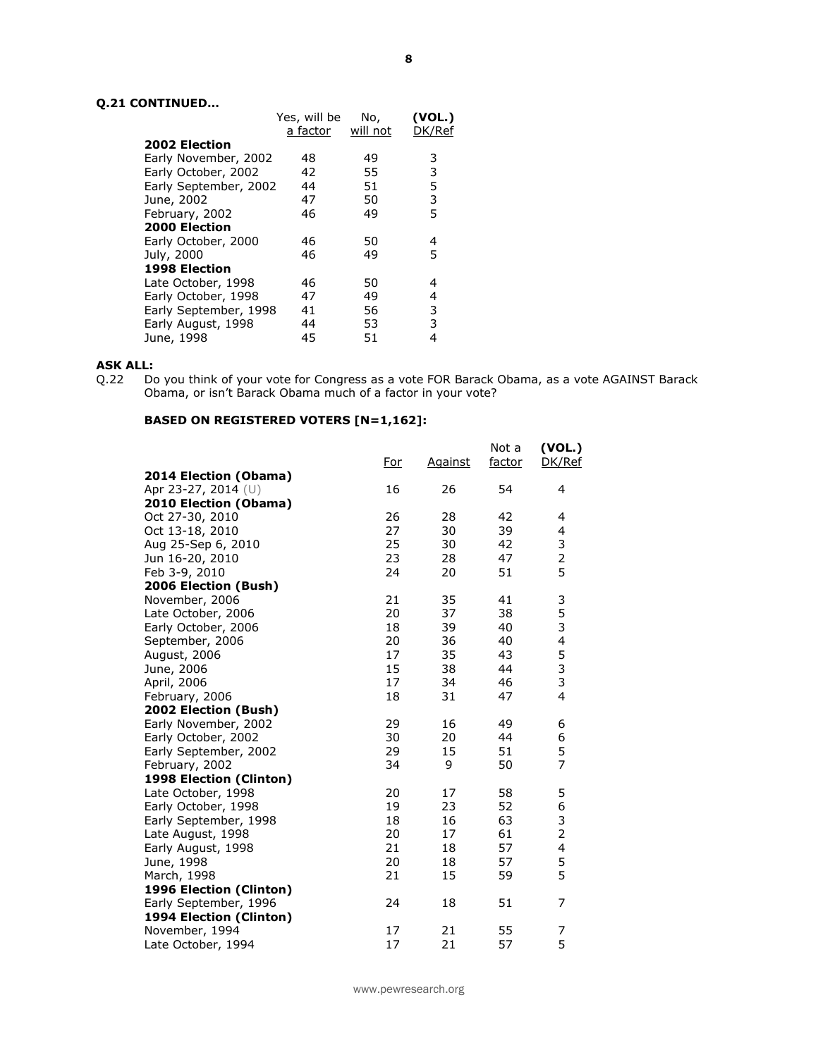**Q.21 CONTINUED…**

| | Yes, will be a factor | No, will not | (VOL.) DK/Ref |
|---|---|---|---|
| **2002 Election** | | | |
| Early November, 2002 | 48 | 49 | 3 |
| Early October, 2002 | 42 | 55 | 3 |
| Early September, 2002 | 44 | 51 | 5 |
| June, 2002 | 47 | 50 | 3 |
| February, 2002 | 46 | 49 | 5 |
| **2000 Election** | | | |
| Early October, 2000 | 46 | 50 | 4 |
| July, 2000 | 46 | 49 | 5 |
| **1998 Election** | | | |
| Late October, 1998 | 46 | 50 | 4 |
| Early October, 1998 | 47 | 49 | 4 |
| Early September, 1998 | 41 | 56 | 3 |
| Early August, 1998 | 44 | 53 | 3 |
| June, 1998 | 45 | 51 | 4 |

**ASK ALL:**

Q.22 Do you think of your vote for Congress as a vote FOR Barack Obama, as a vote AGAINST Barack Obama, or isn't Barack Obama much of a factor in your vote?

**BASED ON REGISTERED VOTERS [N=1,162]:**

| | For | Against | Not a factor | (VOL.) DK/Ref |
|---|---|---|---|---|
| **2014 Election (Obama)** | | | | |
| Apr 23-27, 2014 (U) | 16 | 26 | 54 | 4 |
| **2010 Election (Obama)** | | | | |
| Oct 27-30, 2010 | 26 | 28 | 42 | 4 |
| Oct 13-18, 2010 | 27 | 30 | 39 | 4 |
| Aug 25-Sep 6, 2010 | 25 | 30 | 42 | 3 |
| Jun 16-20, 2010 | 23 | 28 | 47 | 2 |
| Feb 3-9, 2010 | 24 | 20 | 51 | 5 |
| **2006 Election (Bush)** | | | | |
| November, 2006 | 21 | 35 | 41 | 3 |
| Late October, 2006 | 20 | 37 | 38 | 5 |
| Early October, 2006 | 18 | 39 | 40 | 3 |
| September, 2006 | 20 | 36 | 40 | 4 |
| August, 2006 | 17 | 35 | 43 | 5 |
| June, 2006 | 15 | 38 | 44 | 3 |
| April, 2006 | 17 | 34 | 46 | 3 |
| February, 2006 | 18 | 31 | 47 | 4 |
| **2002 Election (Bush)** | | | | |
| Early November, 2002 | 29 | 16 | 49 | 6 |
| Early October, 2002 | 30 | 20 | 44 | 6 |
| Early September, 2002 | 29 | 15 | 51 | 5 |
| February, 2002 | 34 | 9 | 50 | 7 |
| **1998 Election (Clinton)** | | | | |
| Late October, 1998 | 20 | 17 | 58 | 5 |
| Early October, 1998 | 19 | 23 | 52 | 6 |
| Early September, 1998 | 18 | 16 | 63 | 3 |
| Late August, 1998 | 20 | 17 | 61 | 2 |
| Early August, 1998 | 21 | 18 | 57 | 4 |
| June, 1998 | 20 | 18 | 57 | 5 |
| March, 1998 | 21 | 15 | 59 | 5 |
| **1996 Election (Clinton)** | | | | |
| Early September, 1996 | 24 | 18 | 51 | 7 |
| **1994 Election (Clinton)** | | | | |
| November, 1994 | 17 | 21 | 55 | 7 |
| Late October, 1994 | 17 | 21 | 57 | 5 |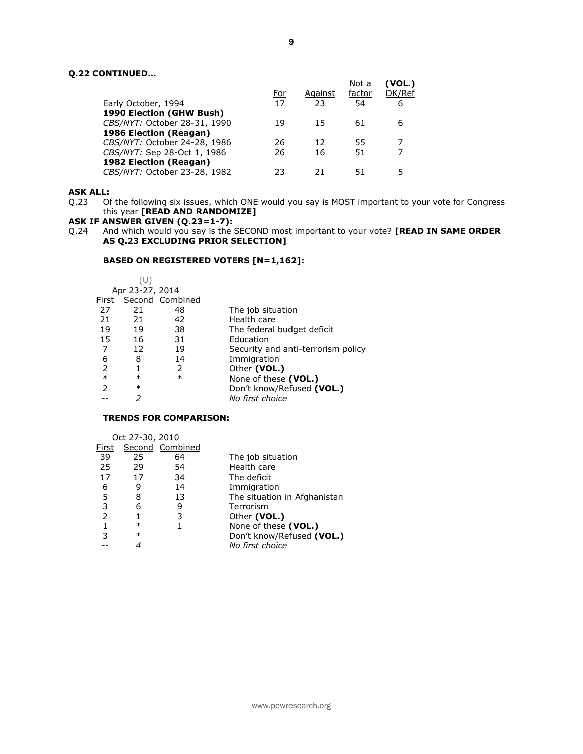**Q.22 CONTINUED…**

| | For | Against | Not a factor | (VOL.) DK/Ref |
|---|---|---|---|---|
| Early October, 1994 | 17 | 23 | 54 | 6 |
| **1990 Election (GHW Bush)** | | | | |
| *CBS/NYT:* October 28-31, 1990 | 19 | 15 | 61 | 6 |
| **1986 Election (Reagan)** | | | | |
| *CBS/NYT:* October 24-28, 1986 | 26 | 12 | 55 | 7 |
| *CBS/NYT:* Sep 28-Oct 1, 1986 | 26 | 16 | 51 | 7 |
| **1982 Election (Reagan)** | | | | |
| *CBS/NYT:* October 23-28, 1982 | 23 | 21 | 51 | 5 |

**ASK ALL:**

Q.23 Of the following six issues, which ONE would you say is MOST important to your vote for Congress this year **[READ AND RANDOMIZE]**

**ASK IF ANSWER GIVEN (Q.23=1-7):**

Q.24 And which would you say is the SECOND most important to your vote? **[READ IN SAME ORDER AS Q.23 EXCLUDING PRIOR SELECTION]**

**BASED ON REGISTERED VOTERS [N=1,162]:**

| (U) Apr 23-27, 2014 First | Second | Combined | |
|---|---|---|---|
| 27 | 21 | 48 | The job situation |
| 21 | 21 | 42 | Health care |
| 19 | 19 | 38 | The federal budget deficit |
| 15 | 16 | 31 | Education |
| 7 | 12 | 19 | Security and anti-terrorism policy |
| 6 | 8 | 14 | Immigration |
| 2 | 1 | 2 | Other **(VOL.)** |
| * | * | * | None of these **(VOL.)** |
| 2 | * | | Don't know/Refused **(VOL.)** |
| -- | *2* | | *No first choice* |

**TRENDS FOR COMPARISON:**

| Oct 27-30, 2010 First | Second | Combined | |
|---|---|---|---|
| 39 | 25 | 64 | The job situation |
| 25 | 29 | 54 | Health care |
| 17 | 17 | 34 | The deficit |
| 6 | 9 | 14 | Immigration |
| 5 | 8 | 13 | The situation in Afghanistan |
| 3 | 6 | 9 | Terrorism |
| 2 | 1 | 3 | Other **(VOL.)** |
| 1 | * | 1 | None of these **(VOL.)** |
| 3 | * | | Don't know/Refused **(VOL.)** |
| -- | *4* | | *No first choice* |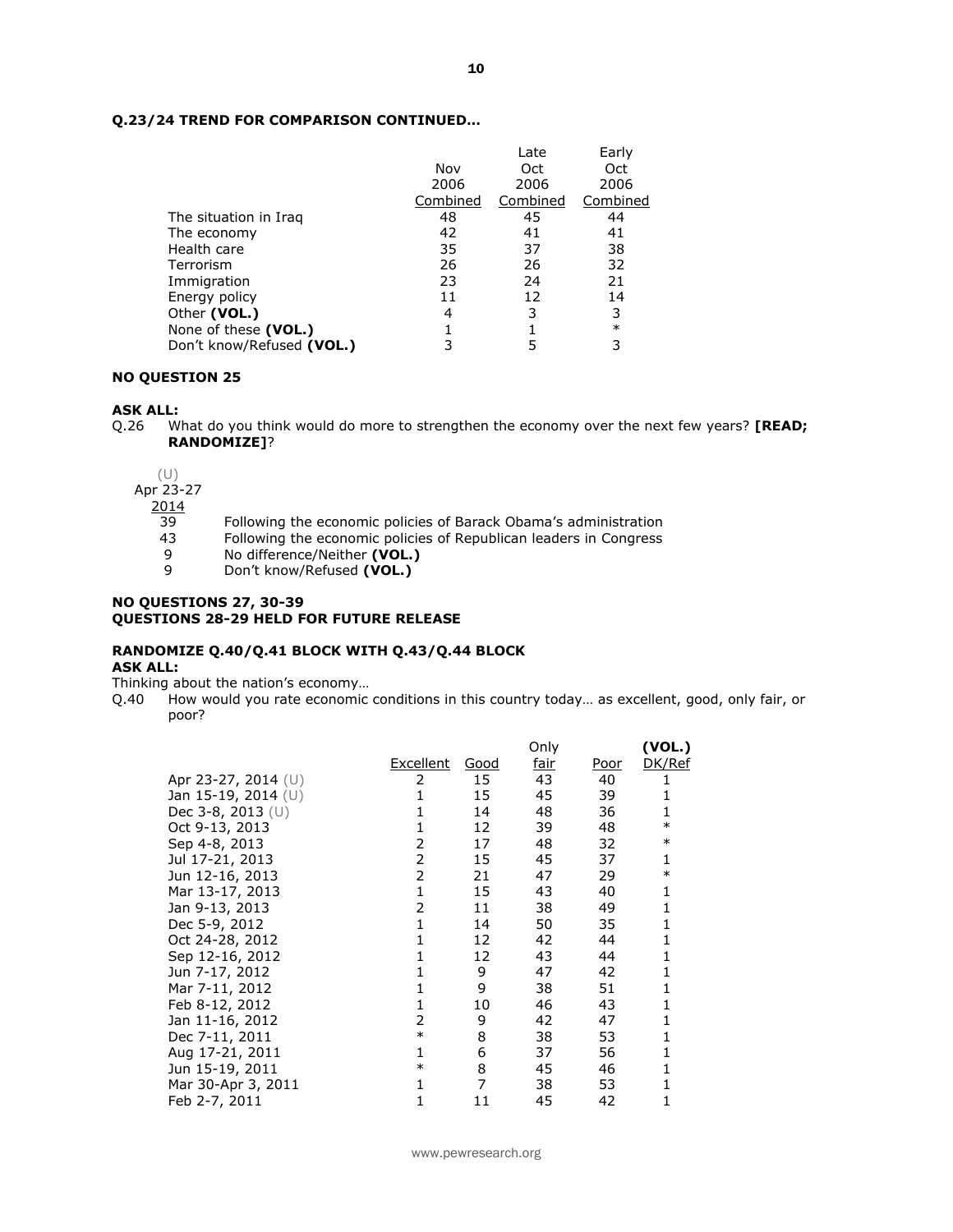**Q.23/24 TREND FOR COMPARISON CONTINUED…**

| | Nov 2006 Combined | Late Oct 2006 Combined | Early Oct 2006 Combined |
|---|---|---|---|
| The situation in Iraq | 48 | 45 | 44 |
| The economy | 42 | 41 | 41 |
| Health care | 35 | 37 | 38 |
| Terrorism | 26 | 26 | 32 |
| Immigration | 23 | 24 | 21 |
| Energy policy | 11 | 12 | 14 |
| Other **(VOL.)** | 4 | 3 | 3 |
| None of these **(VOL.)** | 1 | 1 | * |
| Don't know/Refused **(VOL.)** | 3 | 5 | 3 |

**NO QUESTION 25**

**ASK ALL:**

Q.26 What do you think would do more to strengthen the economy over the next few years? **[READ; RANDOMIZE]**?

| (U) Apr 23-27 2014 | |
|---|---|
| 39 | Following the economic policies of Barack Obama's administration |
| 43 | Following the economic policies of Republican leaders in Congress |
| 9 | No difference/Neither **(VOL.)** |
| 9 | Don't know/Refused **(VOL.)** |

**NO QUESTIONS 27, 30-39**
**QUESTIONS 28-29 HELD FOR FUTURE RELEASE**

**RANDOMIZE Q.40/Q.41 BLOCK WITH Q.43/Q.44 BLOCK**
**ASK ALL:**

Thinking about the nation's economy…

Q.40 How would you rate economic conditions in this country today… as excellent, good, only fair, or poor?

| | Excellent | Good | Only fair | Poor | **(VOL.)** DK/Ref |
|---|---|---|---|---|---|
| Apr 23-27, 2014 (U) | 2 | 15 | 43 | 40 | 1 |
| Jan 15-19, 2014 (U) | 1 | 15 | 45 | 39 | 1 |
| Dec 3-8, 2013 (U) | 1 | 14 | 48 | 36 | 1 |
| Oct 9-13, 2013 | 1 | 12 | 39 | 48 | * |
| Sep 4-8, 2013 | 2 | 17 | 48 | 32 | * |
| Jul 17-21, 2013 | 2 | 15 | 45 | 37 | 1 |
| Jun 12-16, 2013 | 2 | 21 | 47 | 29 | * |
| Mar 13-17, 2013 | 1 | 15 | 43 | 40 | 1 |
| Jan 9-13, 2013 | 2 | 11 | 38 | 49 | 1 |
| Dec 5-9, 2012 | 1 | 14 | 50 | 35 | 1 |
| Oct 24-28, 2012 | 1 | 12 | 42 | 44 | 1 |
| Sep 12-16, 2012 | 1 | 12 | 43 | 44 | 1 |
| Jun 7-17, 2012 | 1 | 9 | 47 | 42 | 1 |
| Mar 7-11, 2012 | 1 | 9 | 38 | 51 | 1 |
| Feb 8-12, 2012 | 1 | 10 | 46 | 43 | 1 |
| Jan 11-16, 2012 | 2 | 9 | 42 | 47 | 1 |
| Dec 7-11, 2011 | * | 8 | 38 | 53 | 1 |
| Aug 17-21, 2011 | 1 | 6 | 37 | 56 | 1 |
| Jun 15-19, 2011 | * | 8 | 45 | 46 | 1 |
| Mar 30-Apr 3, 2011 | 1 | 7 | 38 | 53 | 1 |
| Feb 2-7, 2011 | 1 | 11 | 45 | 42 | 1 |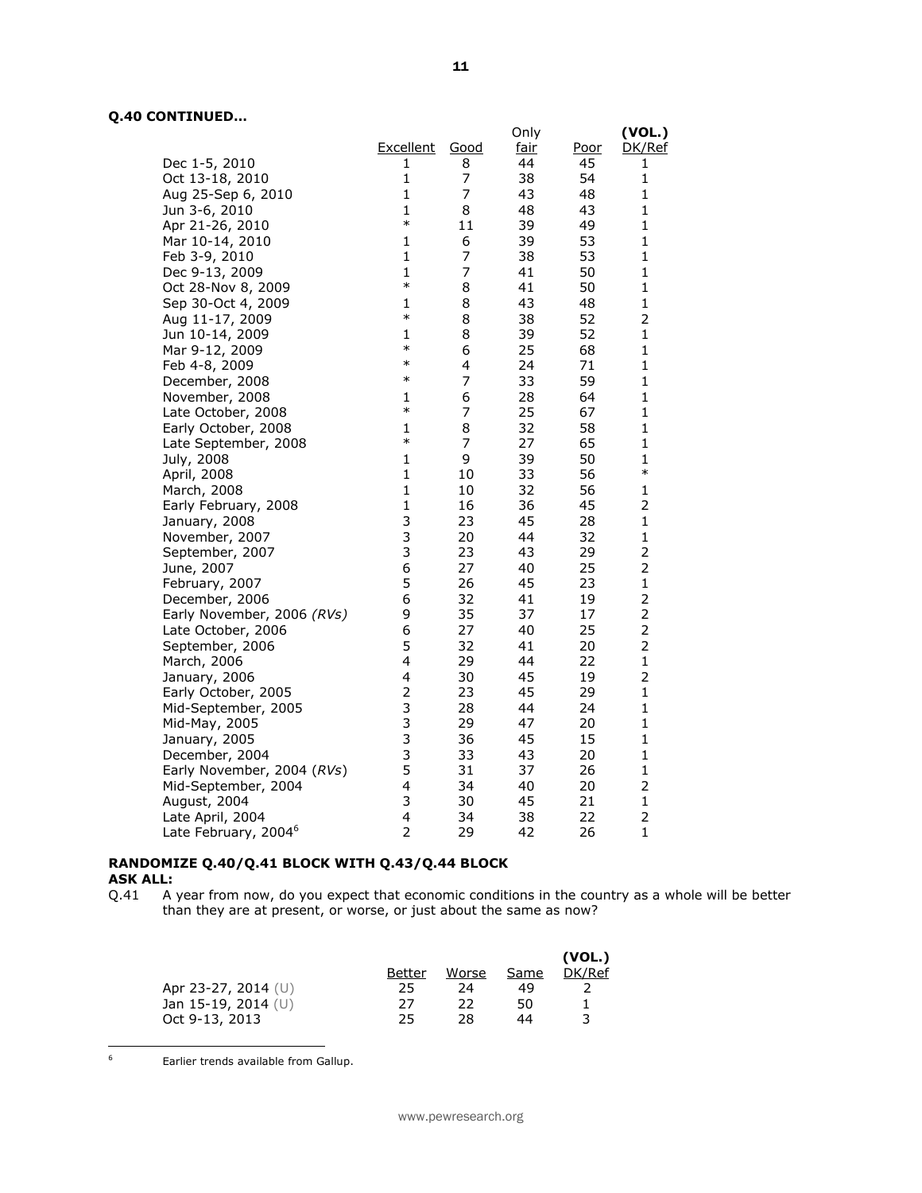**Q.40 CONTINUED…**

| | Excellent | Good | Only fair | Poor | (VOL.) DK/Ref |
|---|---|---|---|---|---|
| Dec 1-5, 2010 | 1 | 8 | 44 | 45 | 1 |
| Oct 13-18, 2010 | 1 | 7 | 38 | 54 | 1 |
| Aug 25-Sep 6, 2010 | 1 | 7 | 43 | 48 | 1 |
| Jun 3-6, 2010 | 1 | 8 | 48 | 43 | 1 |
| Apr 21-26, 2010 | * | 11 | 39 | 49 | 1 |
| Mar 10-14, 2010 | 1 | 6 | 39 | 53 | 1 |
| Feb 3-9, 2010 | 1 | 7 | 38 | 53 | 1 |
| Dec 9-13, 2009 | 1 | 7 | 41 | 50 | 1 |
| Oct 28-Nov 8, 2009 | * | 8 | 41 | 50 | 1 |
| Sep 30-Oct 4, 2009 | 1 | 8 | 43 | 48 | 1 |
| Aug 11-17, 2009 | * | 8 | 38 | 52 | 2 |
| Jun 10-14, 2009 | 1 | 8 | 39 | 52 | 1 |
| Mar 9-12, 2009 | * | 6 | 25 | 68 | 1 |
| Feb 4-8, 2009 | * | 4 | 24 | 71 | 1 |
| December, 2008 | * | 7 | 33 | 59 | 1 |
| November, 2008 | 1 | 6 | 28 | 64 | 1 |
| Late October, 2008 | * | 7 | 25 | 67 | 1 |
| Early October, 2008 | 1 | 8 | 32 | 58 | 1 |
| Late September, 2008 | * | 7 | 27 | 65 | 1 |
| July, 2008 | 1 | 9 | 39 | 50 | 1 |
| April, 2008 | 1 | 10 | 33 | 56 | * |
| March, 2008 | 1 | 10 | 32 | 56 | 1 |
| Early February, 2008 | 1 | 16 | 36 | 45 | 2 |
| January, 2008 | 3 | 23 | 45 | 28 | 1 |
| November, 2007 | 3 | 20 | 44 | 32 | 1 |
| September, 2007 | 3 | 23 | 43 | 29 | 2 |
| June, 2007 | 6 | 27 | 40 | 25 | 2 |
| February, 2007 | 5 | 26 | 45 | 23 | 1 |
| December, 2006 | 6 | 32 | 41 | 19 | 2 |
| Early November, 2006 *(RVs)* | 9 | 35 | 37 | 17 | 2 |
| Late October, 2006 | 6 | 27 | 40 | 25 | 2 |
| September, 2006 | 5 | 32 | 41 | 20 | 2 |
| March, 2006 | 4 | 29 | 44 | 22 | 1 |
| January, 2006 | 4 | 30 | 45 | 19 | 2 |
| Early October, 2005 | 2 | 23 | 45 | 29 | 1 |
| Mid-September, 2005 | 3 | 28 | 44 | 24 | 1 |
| Mid-May, 2005 | 3 | 29 | 47 | 20 | 1 |
| January, 2005 | 3 | 36 | 45 | 15 | 1 |
| December, 2004 | 3 | 33 | 43 | 20 | 1 |
| Early November, 2004 (*RVs*) | 5 | 31 | 37 | 26 | 1 |
| Mid-September, 2004 | 4 | 34 | 40 | 20 | 2 |
| August, 2004 | 3 | 30 | 45 | 21 | 1 |
| Late April, 2004 | 4 | 34 | 38 | 22 | 2 |
| Late February, 2004[6] | 2 | 29 | 42 | 26 | 1 |

**RANDOMIZE Q.40/Q.41 BLOCK WITH Q.43/Q.44 BLOCK**
**ASK ALL:**

Q.41 A year from now, do you expect that economic conditions in the country as a whole will be better than they are at present, or worse, or just about the same as now?

| | Better | Worse | Same | (VOL.) DK/Ref |
|---|---|---|---|---|
| Apr 23-27, 2014 (U) | 25 | 24 | 49 | 2 |
| Jan 15-19, 2014 (U) | 27 | 22 | 50 | 1 |
| Oct 9-13, 2013 | 25 | 28 | 44 | 3 |

[6] Earlier trends available from Gallup.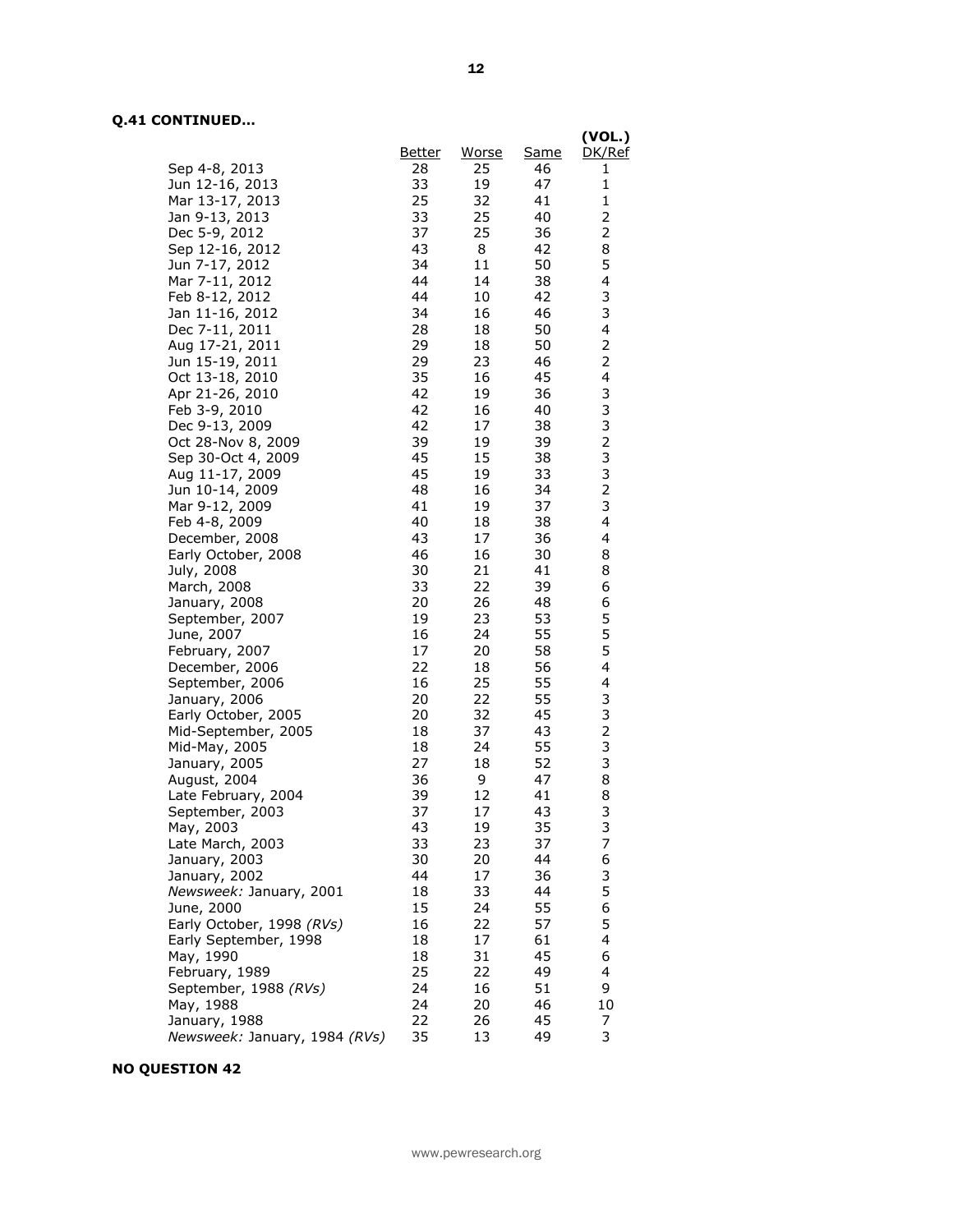**Q.41 CONTINUED…**

| | Better | Worse | Same | (VOL.) DK/Ref |
|---|---|---|---|---|
| Sep 4-8, 2013 | 28 | 25 | 46 | 1 |
| Jun 12-16, 2013 | 33 | 19 | 47 | 1 |
| Mar 13-17, 2013 | 25 | 32 | 41 | 1 |
| Jan 9-13, 2013 | 33 | 25 | 40 | 2 |
| Dec 5-9, 2012 | 37 | 25 | 36 | 2 |
| Sep 12-16, 2012 | 43 | 8 | 42 | 8 |
| Jun 7-17, 2012 | 34 | 11 | 50 | 5 |
| Mar 7-11, 2012 | 44 | 14 | 38 | 4 |
| Feb 8-12, 2012 | 44 | 10 | 42 | 3 |
| Jan 11-16, 2012 | 34 | 16 | 46 | 3 |
| Dec 7-11, 2011 | 28 | 18 | 50 | 4 |
| Aug 17-21, 2011 | 29 | 18 | 50 | 2 |
| Jun 15-19, 2011 | 29 | 23 | 46 | 2 |
| Oct 13-18, 2010 | 35 | 16 | 45 | 4 |
| Apr 21-26, 2010 | 42 | 19 | 36 | 3 |
| Feb 3-9, 2010 | 42 | 16 | 40 | 3 |
| Dec 9-13, 2009 | 42 | 17 | 38 | 3 |
| Oct 28-Nov 8, 2009 | 39 | 19 | 39 | 2 |
| Sep 30-Oct 4, 2009 | 45 | 15 | 38 | 3 |
| Aug 11-17, 2009 | 45 | 19 | 33 | 3 |
| Jun 10-14, 2009 | 48 | 16 | 34 | 2 |
| Mar 9-12, 2009 | 41 | 19 | 37 | 3 |
| Feb 4-8, 2009 | 40 | 18 | 38 | 4 |
| December, 2008 | 43 | 17 | 36 | 4 |
| Early October, 2008 | 46 | 16 | 30 | 8 |
| July, 2008 | 30 | 21 | 41 | 8 |
| March, 2008 | 33 | 22 | 39 | 6 |
| January, 2008 | 20 | 26 | 48 | 6 |
| September, 2007 | 19 | 23 | 53 | 5 |
| June, 2007 | 16 | 24 | 55 | 5 |
| February, 2007 | 17 | 20 | 58 | 5 |
| December, 2006 | 22 | 18 | 56 | 4 |
| September, 2006 | 16 | 25 | 55 | 4 |
| January, 2006 | 20 | 22 | 55 | 3 |
| Early October, 2005 | 20 | 32 | 45 | 3 |
| Mid-September, 2005 | 18 | 37 | 43 | 2 |
| Mid-May, 2005 | 18 | 24 | 55 | 3 |
| January, 2005 | 27 | 18 | 52 | 3 |
| August, 2004 | 36 | 9 | 47 | 8 |
| Late February, 2004 | 39 | 12 | 41 | 8 |
| September, 2003 | 37 | 17 | 43 | 3 |
| May, 2003 | 43 | 19 | 35 | 3 |
| Late March, 2003 | 33 | 23 | 37 | 7 |
| January, 2003 | 30 | 20 | 44 | 6 |
| January, 2002 | 44 | 17 | 36 | 3 |
| *Newsweek:* January, 2001 | 18 | 33 | 44 | 5 |
| June, 2000 | 15 | 24 | 55 | 6 |
| Early October, 1998 *(RVs)* | 16 | 22 | 57 | 5 |
| Early September, 1998 | 18 | 17 | 61 | 4 |
| May, 1990 | 18 | 31 | 45 | 6 |
| February, 1989 | 25 | 22 | 49 | 4 |
| September, 1988 *(RVs)* | 24 | 16 | 51 | 9 |
| May, 1988 | 24 | 20 | 46 | 10 |
| January, 1988 | 22 | 26 | 45 | 7 |
| *Newsweek:* January, 1984 *(RVs)* | 35 | 13 | 49 | 3 |

**NO QUESTION 42**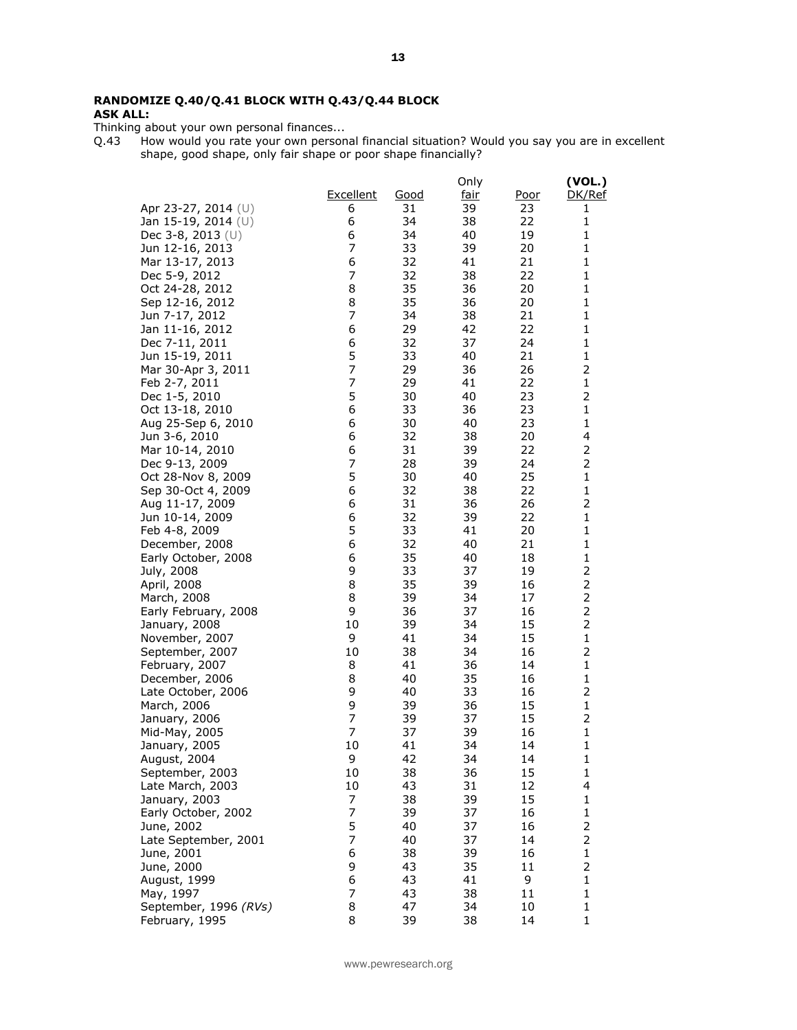**RANDOMIZE Q.40/Q.41 BLOCK WITH Q.43/Q.44 BLOCK**
**ASK ALL:**
Thinking about your own personal finances...
Q.43 How would you rate your own personal financial situation? Would you say you are in excellent shape, good shape, only fair shape or poor shape financially?

| | Excellent | Good | Only fair | Poor | (VOL.) DK/Ref |
|---|---|---|---|---|---|
| Apr 23-27, 2014 (U) | 6 | 31 | 39 | 23 | 1 |
| Jan 15-19, 2014 (U) | 6 | 34 | 38 | 22 | 1 |
| Dec 3-8, 2013 (U) | 6 | 34 | 40 | 19 | 1 |
| Jun 12-16, 2013 | 7 | 33 | 39 | 20 | 1 |
| Mar 13-17, 2013 | 6 | 32 | 41 | 21 | 1 |
| Dec 5-9, 2012 | 7 | 32 | 38 | 22 | 1 |
| Oct 24-28, 2012 | 8 | 35 | 36 | 20 | 1 |
| Sep 12-16, 2012 | 8 | 35 | 36 | 20 | 1 |
| Jun 7-17, 2012 | 7 | 34 | 38 | 21 | 1 |
| Jan 11-16, 2012 | 6 | 29 | 42 | 22 | 1 |
| Dec 7-11, 2011 | 6 | 32 | 37 | 24 | 1 |
| Jun 15-19, 2011 | 5 | 33 | 40 | 21 | 1 |
| Mar 30-Apr 3, 2011 | 7 | 29 | 36 | 26 | 2 |
| Feb 2-7, 2011 | 7 | 29 | 41 | 22 | 1 |
| Dec 1-5, 2010 | 5 | 30 | 40 | 23 | 2 |
| Oct 13-18, 2010 | 6 | 33 | 36 | 23 | 1 |
| Aug 25-Sep 6, 2010 | 6 | 30 | 40 | 23 | 1 |
| Jun 3-6, 2010 | 6 | 32 | 38 | 20 | 4 |
| Mar 10-14, 2010 | 6 | 31 | 39 | 22 | 2 |
| Dec 9-13, 2009 | 7 | 28 | 39 | 24 | 2 |
| Oct 28-Nov 8, 2009 | 5 | 30 | 40 | 25 | 1 |
| Sep 30-Oct 4, 2009 | 6 | 32 | 38 | 22 | 1 |
| Aug 11-17, 2009 | 6 | 31 | 36 | 26 | 2 |
| Jun 10-14, 2009 | 6 | 32 | 39 | 22 | 1 |
| Feb 4-8, 2009 | 5 | 33 | 41 | 20 | 1 |
| December, 2008 | 6 | 32 | 40 | 21 | 1 |
| Early October, 2008 | 6 | 35 | 40 | 18 | 1 |
| July, 2008 | 9 | 33 | 37 | 19 | 2 |
| April, 2008 | 8 | 35 | 39 | 16 | 2 |
| March, 2008 | 8 | 39 | 34 | 17 | 2 |
| Early February, 2008 | 9 | 36 | 37 | 16 | 2 |
| January, 2008 | 10 | 39 | 34 | 15 | 2 |
| November, 2007 | 9 | 41 | 34 | 15 | 1 |
| September, 2007 | 10 | 38 | 34 | 16 | 2 |
| February, 2007 | 8 | 41 | 36 | 14 | 1 |
| December, 2006 | 8 | 40 | 35 | 16 | 1 |
| Late October, 2006 | 9 | 40 | 33 | 16 | 2 |
| March, 2006 | 9 | 39 | 36 | 15 | 1 |
| January, 2006 | 7 | 39 | 37 | 15 | 2 |
| Mid-May, 2005 | 7 | 37 | 39 | 16 | 1 |
| January, 2005 | 10 | 41 | 34 | 14 | 1 |
| August, 2004 | 9 | 42 | 34 | 14 | 1 |
| September, 2003 | 10 | 38 | 36 | 15 | 1 |
| Late March, 2003 | 10 | 43 | 31 | 12 | 4 |
| January, 2003 | 7 | 38 | 39 | 15 | 1 |
| Early October, 2002 | 7 | 39 | 37 | 16 | 1 |
| June, 2002 | 5 | 40 | 37 | 16 | 2 |
| Late September, 2001 | 7 | 40 | 37 | 14 | 2 |
| June, 2001 | 6 | 38 | 39 | 16 | 1 |
| June, 2000 | 9 | 43 | 35 | 11 | 2 |
| August, 1999 | 6 | 43 | 41 | 9 | 1 |
| May, 1997 | 7 | 43 | 38 | 11 | 1 |
| September, 1996 *(RVs)* | 8 | 47 | 34 | 10 | 1 |
| February, 1995 | 8 | 39 | 38 | 14 | 1 |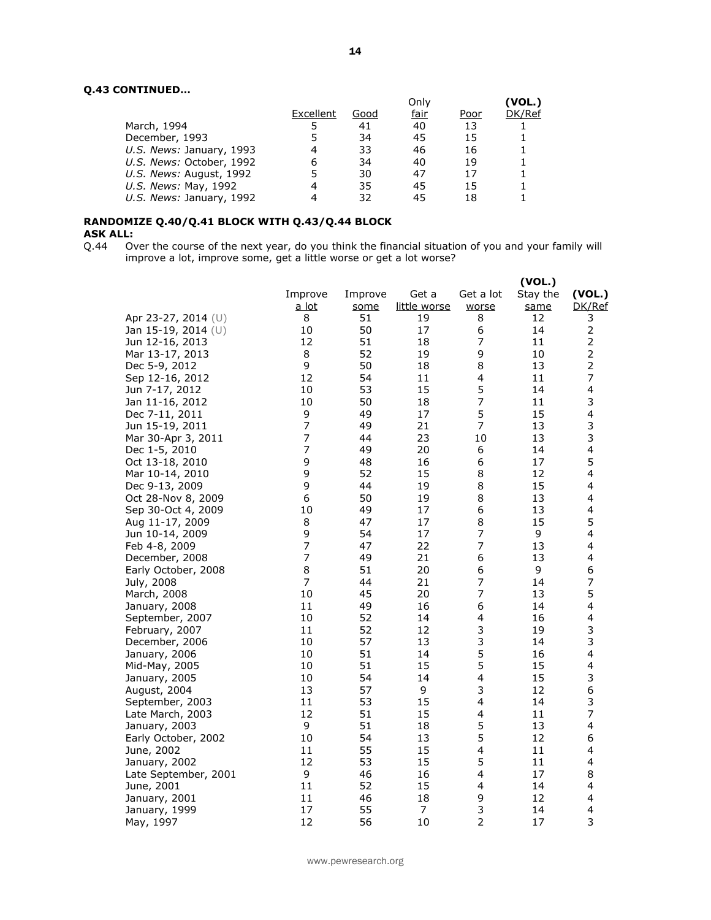**Q.43 CONTINUED…**

| | Excellent | Good | Only fair | Poor | (VOL.) DK/Ref |
|---|---|---|---|---|---|
| March, 1994 | 5 | 41 | 40 | 13 | 1 |
| December, 1993 | 5 | 34 | 45 | 15 | 1 |
| *U.S. News:* January, 1993 | 4 | 33 | 46 | 16 | 1 |
| *U.S. News:* October, 1992 | 6 | 34 | 40 | 19 | 1 |
| *U.S. News:* August, 1992 | 5 | 30 | 47 | 17 | 1 |
| *U.S. News:* May, 1992 | 4 | 35 | 45 | 15 | 1 |
| *U.S. News:* January, 1992 | 4 | 32 | 45 | 18 | 1 |

**RANDOMIZE Q.40/Q.41 BLOCK WITH Q.43/Q.44 BLOCK**

**ASK ALL:**

Q.44 Over the course of the next year, do you think the financial situation of you and your family will improve a lot, improve some, get a little worse or get a lot worse?

| | Improve a lot | Improve some | Get a little worse | Get a lot worse | (VOL.) Stay the same | (VOL.) DK/Ref |
|---|---|---|---|---|---|---|
| Apr 23-27, 2014 (U) | 8 | 51 | 19 | 8 | 12 | 3 |
| Jan 15-19, 2014 (U) | 10 | 50 | 17 | 6 | 14 | 2 |
| Jun 12-16, 2013 | 12 | 51 | 18 | 7 | 11 | 2 |
| Mar 13-17, 2013 | 8 | 52 | 19 | 9 | 10 | 2 |
| Dec 5-9, 2012 | 9 | 50 | 18 | 8 | 13 | 2 |
| Sep 12-16, 2012 | 12 | 54 | 11 | 4 | 11 | 7 |
| Jun 7-17, 2012 | 10 | 53 | 15 | 5 | 14 | 4 |
| Jan 11-16, 2012 | 10 | 50 | 18 | 7 | 11 | 3 |
| Dec 7-11, 2011 | 9 | 49 | 17 | 5 | 15 | 4 |
| Jun 15-19, 2011 | 7 | 49 | 21 | 7 | 13 | 3 |
| Mar 30-Apr 3, 2011 | 7 | 44 | 23 | 10 | 13 | 3 |
| Dec 1-5, 2010 | 7 | 49 | 20 | 6 | 14 | 4 |
| Oct 13-18, 2010 | 9 | 48 | 16 | 6 | 17 | 5 |
| Mar 10-14, 2010 | 9 | 52 | 15 | 8 | 12 | 4 |
| Dec 9-13, 2009 | 9 | 44 | 19 | 8 | 15 | 4 |
| Oct 28-Nov 8, 2009 | 6 | 50 | 19 | 8 | 13 | 4 |
| Sep 30-Oct 4, 2009 | 10 | 49 | 17 | 6 | 13 | 4 |
| Aug 11-17, 2009 | 8 | 47 | 17 | 8 | 15 | 5 |
| Jun 10-14, 2009 | 9 | 54 | 17 | 7 | 9 | 4 |
| Feb 4-8, 2009 | 7 | 47 | 22 | 7 | 13 | 4 |
| December, 2008 | 7 | 49 | 21 | 6 | 13 | 4 |
| Early October, 2008 | 8 | 51 | 20 | 6 | 9 | 6 |
| July, 2008 | 7 | 44 | 21 | 7 | 14 | 7 |
| March, 2008 | 10 | 45 | 20 | 7 | 13 | 5 |
| January, 2008 | 11 | 49 | 16 | 6 | 14 | 4 |
| September, 2007 | 10 | 52 | 14 | 4 | 16 | 4 |
| February, 2007 | 11 | 52 | 12 | 3 | 19 | 3 |
| December, 2006 | 10 | 57 | 13 | 3 | 14 | 3 |
| January, 2006 | 10 | 51 | 14 | 5 | 16 | 4 |
| Mid-May, 2005 | 10 | 51 | 15 | 5 | 15 | 4 |
| January, 2005 | 10 | 54 | 14 | 4 | 15 | 3 |
| August, 2004 | 13 | 57 | 9 | 3 | 12 | 6 |
| September, 2003 | 11 | 53 | 15 | 4 | 14 | 3 |
| Late March, 2003 | 12 | 51 | 15 | 4 | 11 | 7 |
| January, 2003 | 9 | 51 | 18 | 5 | 13 | 4 |
| Early October, 2002 | 10 | 54 | 13 | 5 | 12 | 6 |
| June, 2002 | 11 | 55 | 15 | 4 | 11 | 4 |
| January, 2002 | 12 | 53 | 15 | 5 | 11 | 4 |
| Late September, 2001 | 9 | 46 | 16 | 4 | 17 | 8 |
| June, 2001 | 11 | 52 | 15 | 4 | 14 | 4 |
| January, 2001 | 11 | 46 | 18 | 9 | 12 | 4 |
| January, 1999 | 17 | 55 | 7 | 3 | 14 | 4 |
| May, 1997 | 12 | 56 | 10 | 2 | 17 | 3 |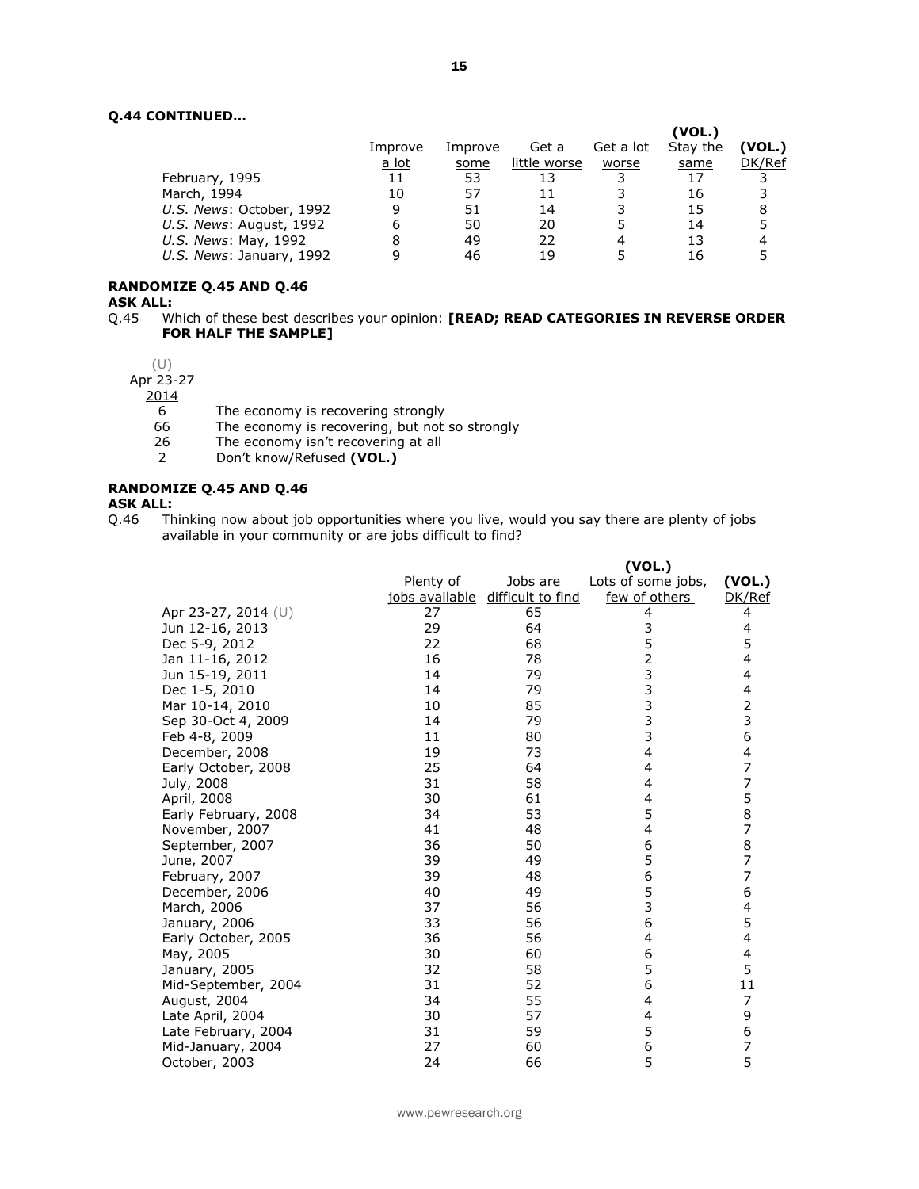**Q.44 CONTINUED…**

| | Improve a lot | Improve some | Get a little worse | Get a lot worse | (VOL.) Stay the same | (VOL.) DK/Ref |
|---|---|---|---|---|---|---|
| February, 1995 | 11 | 53 | 13 | 3 | 17 | 3 |
| March, 1994 | 10 | 57 | 11 | 3 | 16 | 3 |
| *U.S. News*: October, 1992 | 9 | 51 | 14 | 3 | 15 | 8 |
| *U.S. News*: August, 1992 | 6 | 50 | 20 | 5 | 14 | 5 |
| *U.S. News*: May, 1992 | 8 | 49 | 22 | 4 | 13 | 4 |
| *U.S. News*: January, 1992 | 9 | 46 | 19 | 5 | 16 | 5 |

**RANDOMIZE Q.45 AND Q.46**
**ASK ALL:**
Q.45 Which of these best describes your opinion: **[READ; READ CATEGORIES IN REVERSE ORDER FOR HALF THE SAMPLE]**

| (U) Apr 23-27 2014 | |
|---|---|
| 6 | The economy is recovering strongly |
| 66 | The economy is recovering, but not so strongly |
| 26 | The economy isn't recovering at all |
| 2 | Don't know/Refused **(VOL.)** |

**RANDOMIZE Q.45 AND Q.46**
**ASK ALL:**
Q.46 Thinking now about job opportunities where you live, would you say there are plenty of jobs available in your community or are jobs difficult to find?

| | Plenty of jobs available | Jobs are difficult to find | (VOL.) Lots of some jobs, few of others | (VOL.) DK/Ref |
|---|---|---|---|---|
| Apr 23-27, 2014 (U) | 27 | 65 | 4 | 4 |
| Jun 12-16, 2013 | 29 | 64 | 3 | 4 |
| Dec 5-9, 2012 | 22 | 68 | 5 | 5 |
| Jan 11-16, 2012 | 16 | 78 | 2 | 4 |
| Jun 15-19, 2011 | 14 | 79 | 3 | 4 |
| Dec 1-5, 2010 | 14 | 79 | 3 | 4 |
| Mar 10-14, 2010 | 10 | 85 | 3 | 2 |
| Sep 30-Oct 4, 2009 | 14 | 79 | 3 | 3 |
| Feb 4-8, 2009 | 11 | 80 | 3 | 6 |
| December, 2008 | 19 | 73 | 4 | 4 |
| Early October, 2008 | 25 | 64 | 4 | 7 |
| July, 2008 | 31 | 58 | 4 | 7 |
| April, 2008 | 30 | 61 | 4 | 5 |
| Early February, 2008 | 34 | 53 | 5 | 8 |
| November, 2007 | 41 | 48 | 4 | 7 |
| September, 2007 | 36 | 50 | 6 | 8 |
| June, 2007 | 39 | 49 | 5 | 7 |
| February, 2007 | 39 | 48 | 6 | 7 |
| December, 2006 | 40 | 49 | 5 | 6 |
| March, 2006 | 37 | 56 | 3 | 4 |
| January, 2006 | 33 | 56 | 6 | 5 |
| Early October, 2005 | 36 | 56 | 4 | 4 |
| May, 2005 | 30 | 60 | 6 | 4 |
| January, 2005 | 32 | 58 | 5 | 5 |
| Mid-September, 2004 | 31 | 52 | 6 | 11 |
| August, 2004 | 34 | 55 | 4 | 7 |
| Late April, 2004 | 30 | 57 | 4 | 9 |
| Late February, 2004 | 31 | 59 | 5 | 6 |
| Mid-January, 2004 | 27 | 60 | 6 | 7 |
| October, 2003 | 24 | 66 | 5 | 5 |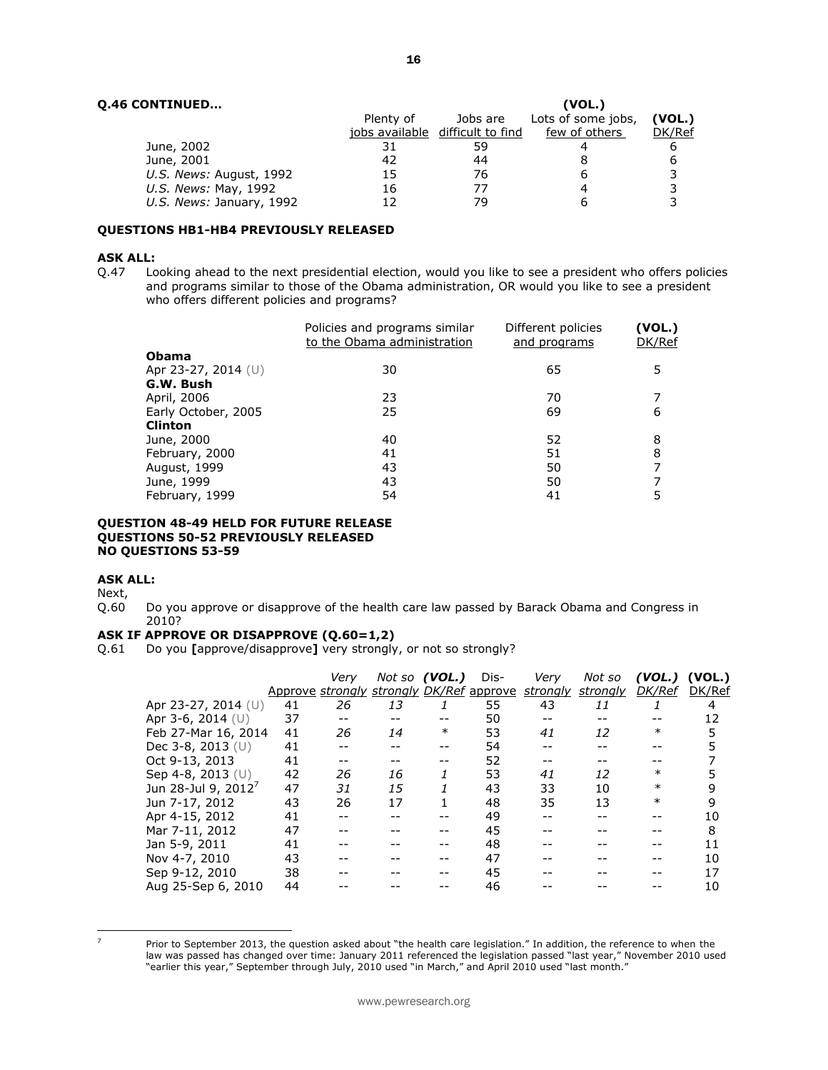**Q.46 CONTINUED…**

| | Plenty of jobs available | Jobs are difficult to find | (VOL.) Lots of some jobs, few of others | (VOL.) DK/Ref |
|---|---|---|---|---|
| June, 2002 | 31 | 59 | 4 | 6 |
| June, 2001 | 42 | 44 | 8 | 6 |
| *U.S. News:* August, 1992 | 15 | 76 | 6 | 3 |
| *U.S. News:* May, 1992 | 16 | 77 | 4 | 3 |
| *U.S. News:* January, 1992 | 12 | 79 | 6 | 3 |

**QUESTIONS HB1-HB4 PREVIOUSLY RELEASED**

**ASK ALL:**

Q.47 Looking ahead to the next presidential election, would you like to see a president who offers policies and programs similar to those of the Obama administration, OR would you like to see a president who offers different policies and programs?

| | Policies and programs similar to the Obama administration | Different policies and programs | (VOL.) DK/Ref |
|---|---|---|---|
| **Obama** | | | |
| Apr 23-27, 2014 (U) | 30 | 65 | 5 |
| **G.W. Bush** | | | |
| April, 2006 | 23 | 70 | 7 |
| Early October, 2005 | 25 | 69 | 6 |
| **Clinton** | | | |
| June, 2000 | 40 | 52 | 8 |
| February, 2000 | 41 | 51 | 8 |
| August, 1999 | 43 | 50 | 7 |
| June, 1999 | 43 | 50 | 7 |
| February, 1999 | 54 | 41 | 5 |

**QUESTION 48-49 HELD FOR FUTURE RELEASE**
**QUESTIONS 50-52 PREVIOUSLY RELEASED**
**NO QUESTIONS 53-59**

**ASK ALL:**

Next,

Q.60 Do you approve or disapprove of the health care law passed by Barack Obama and Congress in 2010?

**ASK IF APPROVE OR DISAPPROVE (Q.60=1,2)**

Q.61 Do you **[**approve/disapprove**]** very strongly, or not so strongly?

| | Approve | *Very strongly* | *Not so strongly* | *(VOL.) DK/Ref* | Disapprove | *Very strongly* | *Not so strongly* | *(VOL.) DK/Ref* | (VOL.) DK/Ref |
|---|---|---|---|---|---|---|---|---|---|
| Apr 23-27, 2014 (U) | 41 | *26* | *13* | *1* | 55 | *43* | *11* | *1* | 4 |
| Apr 3-6, 2014 (U) | 37 | -- | -- | -- | 50 | -- | -- | -- | 12 |
| Feb 27-Mar 16, 2014 | 41 | *26* | *14* | * | 53 | *41* | *12* | * | 5 |
| Dec 3-8, 2013 (U) | 41 | -- | -- | -- | 54 | -- | -- | -- | 5 |
| Oct 9-13, 2013 | 41 | -- | -- | -- | 52 | -- | -- | -- | 7 |
| Sep 4-8, 2013 (U) | 42 | *26* | *16* | *1* | 53 | *41* | *12* | * | 5 |
| Jun 28-Jul 9, 2012[7] | 47 | *31* | *15* | *1* | 43 | 33 | 10 | * | 9 |
| Jun 7-17, 2012 | 43 | 26 | 17 | 1 | 48 | 35 | 13 | * | 9 |
| Apr 4-15, 2012 | 41 | -- | -- | -- | 49 | -- | -- | -- | 10 |
| Mar 7-11, 2012 | 47 | -- | -- | -- | 45 | -- | -- | -- | 8 |
| Jan 5-9, 2011 | 41 | -- | -- | -- | 48 | -- | -- | -- | 11 |
| Nov 4-7, 2010 | 43 | -- | -- | -- | 47 | -- | -- | -- | 10 |
| Sep 9-12, 2010 | 38 | -- | -- | -- | 45 | -- | -- | -- | 17 |
| Aug 25-Sep 6, 2010 | 44 | -- | -- | -- | 46 | -- | -- | -- | 10 |

[7] Prior to September 2013, the question asked about "the health care legislation." In addition, the reference to when the law was passed has changed over time: January 2011 referenced the legislation passed "last year," November 2010 used "earlier this year," September through July, 2010 used "in March," and April 2010 used "last month."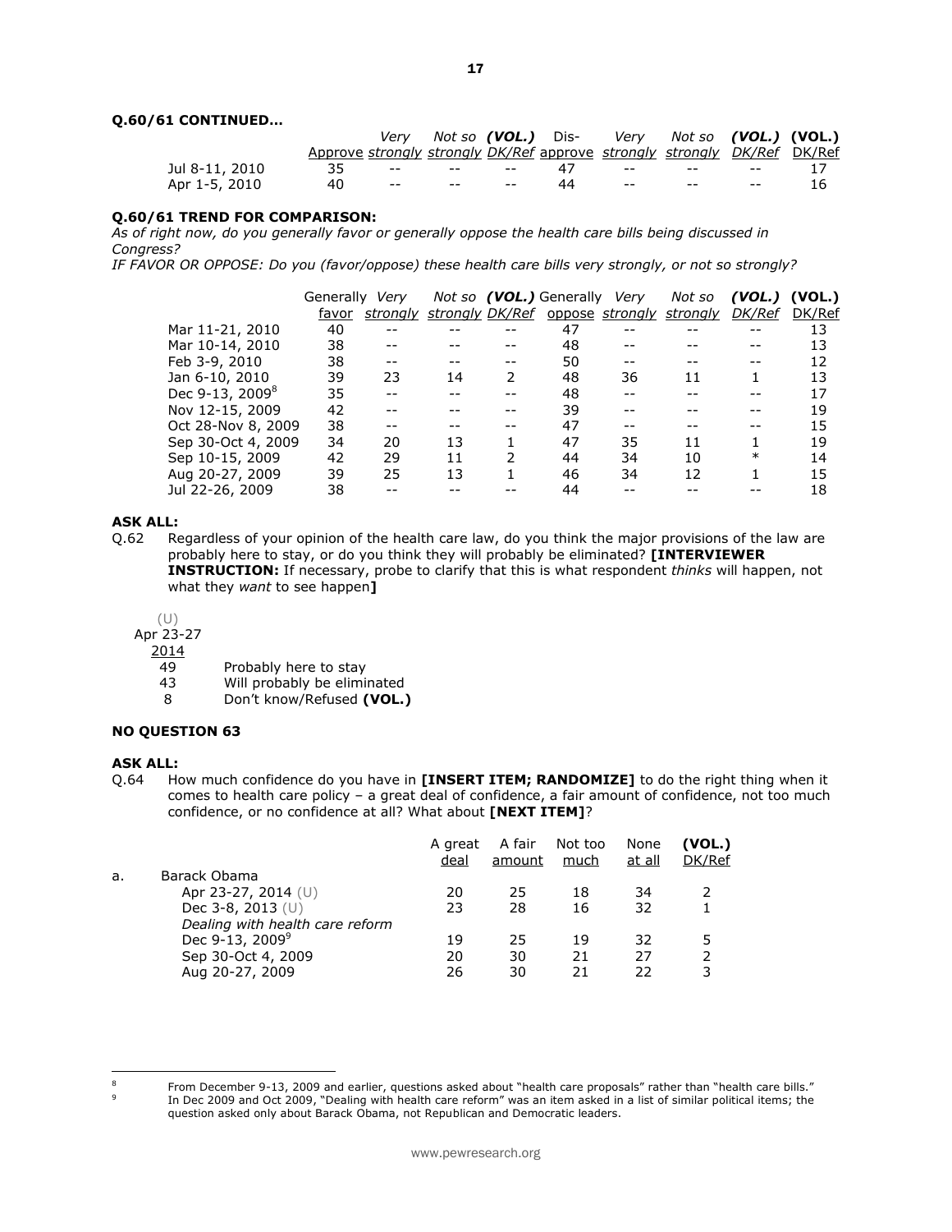**Q.60/61 CONTINUED…**

| | Approve | *Very strongly* | *Not so strongly* | ***(VOL.)* DK/Ref** | Dis-approve | *Very strongly* | *Not so strongly* | ***(VOL.)* DK/Ref** | **(VOL.)** DK/Ref |
|---|---|---|---|---|---|---|---|---|---|
| Jul 8-11, 2010 | 35 | -- | -- | -- | 47 | -- | -- | -- | 17 |
| Apr 1-5, 2010 | 40 | -- | -- | -- | 44 | -- | -- | -- | 16 |

**Q.60/61 TREND FOR COMPARISON:**

*As of right now, do you generally favor or generally oppose the health care bills being discussed in Congress?*

*IF FAVOR OR OPPOSE: Do you (favor/oppose) these health care bills very strongly, or not so strongly?*

| | Generally favor | *Very strongly* | *Not so strongly* | ***(VOL.)* DK/Ref** | Generally oppose | *Very strongly* | *Not so strongly* | ***(VOL.)* DK/Ref** | **(VOL.)** DK/Ref |
|---|---|---|---|---|---|---|---|---|---|
| Mar 11-21, 2010 | 40 | -- | -- | -- | 47 | -- | -- | -- | 13 |
| Mar 10-14, 2010 | 38 | -- | -- | -- | 48 | -- | -- | -- | 13 |
| Feb 3-9, 2010 | 38 | -- | -- | -- | 50 | -- | -- | -- | 12 |
| Jan 6-10, 2010 | 39 | 23 | 14 | 2 | 48 | 36 | 11 | 1 | 13 |
| Dec 9-13, 2009[8] | 35 | -- | -- | -- | 48 | -- | -- | -- | 17 |
| Nov 12-15, 2009 | 42 | -- | -- | -- | 39 | -- | -- | -- | 19 |
| Oct 28-Nov 8, 2009 | 38 | -- | -- | -- | 47 | -- | -- | -- | 15 |
| Sep 30-Oct 4, 2009 | 34 | 20 | 13 | 1 | 47 | 35 | 11 | 1 | 19 |
| Sep 10-15, 2009 | 42 | 29 | 11 | 2 | 44 | 34 | 10 | * | 14 |
| Aug 20-27, 2009 | 39 | 25 | 13 | 1 | 46 | 34 | 12 | 1 | 15 |
| Jul 22-26, 2009 | 38 | -- | -- | -- | 44 | -- | -- | -- | 18 |

**ASK ALL:**

Q.62 Regardless of your opinion of the health care law, do you think the major provisions of the law are probably here to stay, or do you think they will probably be eliminated? **[INTERVIEWER INSTRUCTION:** If necessary, probe to clarify that this is what respondent *thinks* will happen, not what they *want* to see happen**]**

| (U) Apr 23-27 2014 | |
|---|---|
| 49 | Probably here to stay |
| 43 | Will probably be eliminated |
| 8 | Don't know/Refused **(VOL.)** |

**NO QUESTION 63**

**ASK ALL:**

Q.64 How much confidence do you have in **[INSERT ITEM; RANDOMIZE]** to do the right thing when it comes to health care policy – a great deal of confidence, a fair amount of confidence, not too much confidence, or no confidence at all? What about **[NEXT ITEM]**?

| | A great deal | A fair amount | Not too much | None at all | **(VOL.)** DK/Ref |
|---|---|---|---|---|---|
| a. Barack Obama | | | | | |
| Apr 23-27, 2014 (U) | 20 | 25 | 18 | 34 | 2 |
| Dec 3-8, 2013 (U) | 23 | 28 | 16 | 32 | 1 |
| *Dealing with health care reform* | | | | | |
| Dec 9-13, 2009[9] | 19 | 25 | 19 | 32 | 5 |
| Sep 30-Oct 4, 2009 | 20 | 30 | 21 | 27 | 2 |
| Aug 20-27, 2009 | 26 | 30 | 21 | 22 | 3 |

---

[8] From December 9-13, 2009 and earlier, questions asked about "health care proposals" rather than "health care bills."

[9] In Dec 2009 and Oct 2009, "Dealing with health care reform" was an item asked in a list of similar political items; the question asked only about Barack Obama, not Republican and Democratic leaders.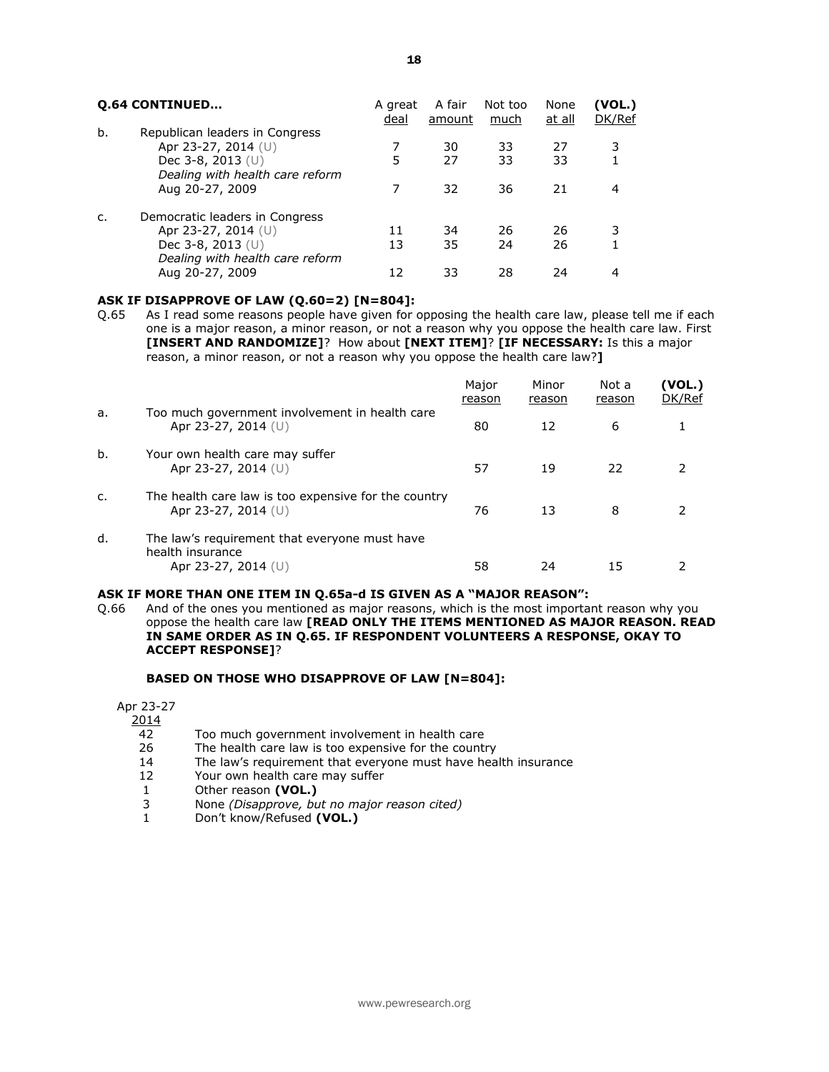**Q.64 CONTINUED…**

| | | A great deal | A fair amount | Not too much | None at all | (VOL.) DK/Ref |
|---|---|---|---|---|---|---|
| b. | Republican leaders in Congress | | | | | |
| | Apr 23-27, 2014 (U) | 7 | 30 | 33 | 27 | 3 |
| | Dec 3-8, 2013 (U) | 5 | 27 | 33 | 33 | 1 |
| | *Dealing with health care reform* | | | | | |
| | Aug 20-27, 2009 | 7 | 32 | 36 | 21 | 4 |
| c. | Democratic leaders in Congress | | | | | |
| | Apr 23-27, 2014 (U) | 11 | 34 | 26 | 26 | 3 |
| | Dec 3-8, 2013 (U) | 13 | 35 | 24 | 26 | 1 |
| | *Dealing with health care reform* | | | | | |
| | Aug 20-27, 2009 | 12 | 33 | 28 | 24 | 4 |

**ASK IF DISAPPROVE OF LAW (Q.60=2) [N=804]:**

Q.65 As I read some reasons people have given for opposing the health care law, please tell me if each one is a major reason, a minor reason, or not a reason why you oppose the health care law. First **[INSERT AND RANDOMIZE]**? How about **[NEXT ITEM]**? **[IF NECESSARY:** Is this a major reason, a minor reason, or not a reason why you oppose the health care law?**]**

| | | Major reason | Minor reason | Not a reason | (VOL.) DK/Ref |
|---|---|---|---|---|---|
| a. | Too much government involvement in health care | | | | |
| | Apr 23-27, 2014 (U) | 80 | 12 | 6 | 1 |
| b. | Your own health care may suffer | | | | |
| | Apr 23-27, 2014 (U) | 57 | 19 | 22 | 2 |
| c. | The health care law is too expensive for the country | | | | |
| | Apr 23-27, 2014 (U) | 76 | 13 | 8 | 2 |
| d. | The law's requirement that everyone must have health insurance | | | | |
| | Apr 23-27, 2014 (U) | 58 | 24 | 15 | 2 |

**ASK IF MORE THAN ONE ITEM IN Q.65a-d IS GIVEN AS A "MAJOR REASON":**

Q.66 And of the ones you mentioned as major reasons, which is the most important reason why you oppose the health care law **[READ ONLY THE ITEMS MENTIONED AS MAJOR REASON. READ IN SAME ORDER AS IN Q.65. IF RESPONDENT VOLUNTEERS A RESPONSE, OKAY TO ACCEPT RESPONSE]**?

**BASED ON THOSE WHO DISAPPROVE OF LAW [N=804]:**

| Apr 23-27 2014 | |
|---|---|
| 42 | Too much government involvement in health care |
| 26 | The health care law is too expensive for the country |
| 14 | The law's requirement that everyone must have health insurance |
| 12 | Your own health care may suffer |
| 1 | Other reason **(VOL.)** |
| 3 | None *(Disapprove, but no major reason cited)* |
| 1 | Don't know/Refused **(VOL.)** |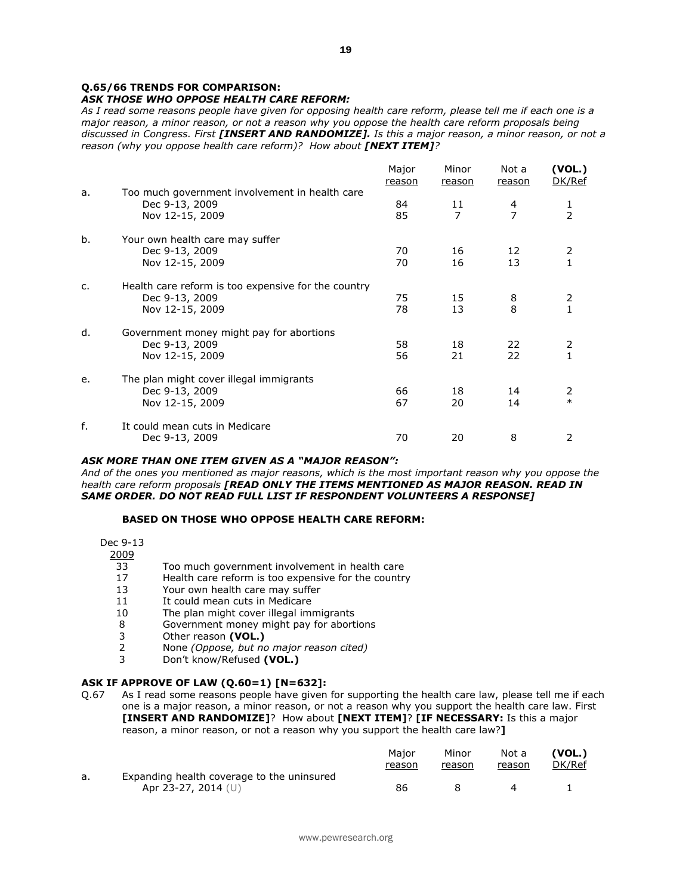**Q.65/66 TRENDS FOR COMPARISON:**
***ASK THOSE WHO OPPOSE HEALTH CARE REFORM:***
*As I read some reasons people have given for opposing health care reform, please tell me if each one is a major reason, a minor reason, or not a reason why you oppose the health care reform proposals being discussed in Congress. First **[INSERT AND RANDOMIZE].** Is this a major reason, a minor reason, or not a reason (why you oppose health care reform)? How about **[NEXT ITEM]**?*

| | | Major reason | Minor reason | Not a reason | **(VOL.)** DK/Ref |
|---|---|---|---|---|---|
| a. | Too much government involvement in health care | | | | |
| | Dec 9-13, 2009 | 84 | 11 | 4 | 1 |
| | Nov 12-15, 2009 | 85 | 7 | 7 | 2 |
| b. | Your own health care may suffer | | | | |
| | Dec 9-13, 2009 | 70 | 16 | 12 | 2 |
| | Nov 12-15, 2009 | 70 | 16 | 13 | 1 |
| c. | Health care reform is too expensive for the country | | | | |
| | Dec 9-13, 2009 | 75 | 15 | 8 | 2 |
| | Nov 12-15, 2009 | 78 | 13 | 8 | 1 |
| d. | Government money might pay for abortions | | | | |
| | Dec 9-13, 2009 | 58 | 18 | 22 | 2 |
| | Nov 12-15, 2009 | 56 | 21 | 22 | 1 |
| e. | The plan might cover illegal immigrants | | | | |
| | Dec 9-13, 2009 | 66 | 18 | 14 | 2 |
| | Nov 12-15, 2009 | 67 | 20 | 14 | * |
| f. | It could mean cuts in Medicare | | | | |
| | Dec 9-13, 2009 | 70 | 20 | 8 | 2 |

***ASK MORE THAN ONE ITEM GIVEN AS A "MAJOR REASON":***
*And of the ones you mentioned as major reasons, which is the most important reason why you oppose the health care reform proposals **[READ ONLY THE ITEMS MENTIONED AS MAJOR REASON. READ IN SAME ORDER. DO NOT READ FULL LIST IF RESPONDENT VOLUNTEERS A RESPONSE]***

**BASED ON THOSE WHO OPPOSE HEALTH CARE REFORM:**

| Dec 9-13 2009 | |
|---|---|
| 33 | Too much government involvement in health care |
| 17 | Health care reform is too expensive for the country |
| 13 | Your own health care may suffer |
| 11 | It could mean cuts in Medicare |
| 10 | The plan might cover illegal immigrants |
| 8 | Government money might pay for abortions |
| 3 | Other reason **(VOL.)** |
| 2 | None *(Oppose, but no major reason cited)* |
| 3 | Don't know/Refused **(VOL.)** |

**ASK IF APPROVE OF LAW (Q.60=1) [N=632]:**

Q.67 As I read some reasons people have given for supporting the health care law, please tell me if each one is a major reason, a minor reason, or not a reason why you support the health care law. First **[INSERT AND RANDOMIZE]**? How about **[NEXT ITEM]**? **[IF NECESSARY:** Is this a major reason, a minor reason, or not a reason why you support the health care law?**]**

| | | Major reason | Minor reason | Not a reason | **(VOL.)** DK/Ref |
|---|---|---|---|---|---|
| a. | Expanding health coverage to the uninsured | | | | |
| | Apr 23-27, 2014 (U) | 86 | 8 | 4 | 1 |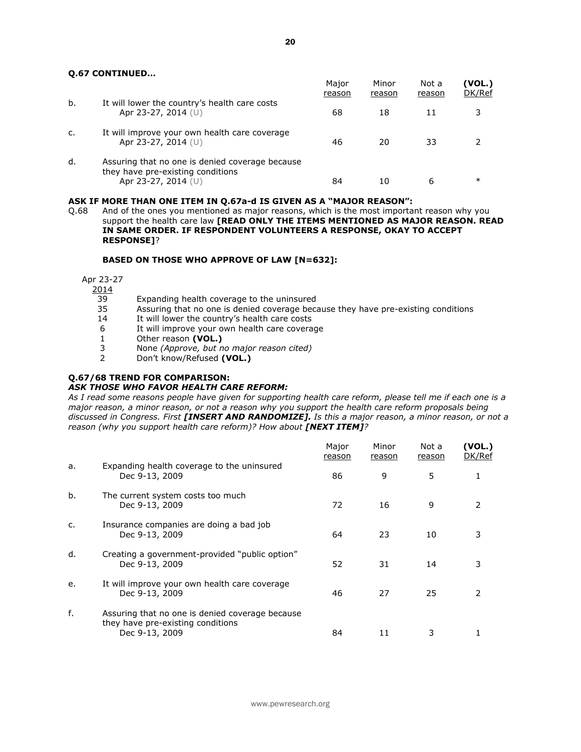**Q.67 CONTINUED…**

| | | Major reason | Minor reason | Not a reason | (VOL.) DK/Ref |
|---|---|---|---|---|---|
| b. | It will lower the country's health care costs | | | | |
| | Apr 23-27, 2014 (U) | 68 | 18 | 11 | 3 |
| c. | It will improve your own health care coverage | | | | |
| | Apr 23-27, 2014 (U) | 46 | 20 | 33 | 2 |
| d. | Assuring that no one is denied coverage because they have pre-existing conditions | | | | |
| | Apr 23-27, 2014 (U) | 84 | 10 | 6 | * |

**ASK IF MORE THAN ONE ITEM IN Q.67a-d IS GIVEN AS A "MAJOR REASON":**

Q.68 And of the ones you mentioned as major reasons, which is the most important reason why you support the health care law **[READ ONLY THE ITEMS MENTIONED AS MAJOR REASON. READ IN SAME ORDER. IF RESPONDENT VOLUNTEERS A RESPONSE, OKAY TO ACCEPT RESPONSE]**?

**BASED ON THOSE WHO APPROVE OF LAW [N=632]:**

| Apr 23-27 2014 | |
|---|---|
| 39 | Expanding health coverage to the uninsured |
| 35 | Assuring that no one is denied coverage because they have pre-existing conditions |
| 14 | It will lower the country's health care costs |
| 6 | It will improve your own health care coverage |
| 1 | Other reason **(VOL.)** |
| 3 | None *(Approve, but no major reason cited)* |
| 2 | Don't know/Refused **(VOL.)** |

**Q.67/68 TREND FOR COMPARISON:**

***ASK THOSE WHO FAVOR HEALTH CARE REFORM:***

*As I read some reasons people have given for supporting health care reform, please tell me if each one is a major reason, a minor reason, or not a reason why you support the health care reform proposals being discussed in Congress. First **[INSERT AND RANDOMIZE].** Is this a major reason, a minor reason, or not a reason (why you support health care reform)? How about **[NEXT ITEM]**?*

| | | Major reason | Minor reason | Not a reason | (VOL.) DK/Ref |
|---|---|---|---|---|---|
| a. | Expanding health coverage to the uninsured | | | | |
| | Dec 9-13, 2009 | 86 | 9 | 5 | 1 |
| b. | The current system costs too much | | | | |
| | Dec 9-13, 2009 | 72 | 16 | 9 | 2 |
| c. | Insurance companies are doing a bad job | | | | |
| | Dec 9-13, 2009 | 64 | 23 | 10 | 3 |
| d. | Creating a government-provided "public option" | | | | |
| | Dec 9-13, 2009 | 52 | 31 | 14 | 3 |
| e. | It will improve your own health care coverage | | | | |
| | Dec 9-13, 2009 | 46 | 27 | 25 | 2 |
| f. | Assuring that no one is denied coverage because they have pre-existing conditions | | | | |
| | Dec 9-13, 2009 | 84 | 11 | 3 | 1 |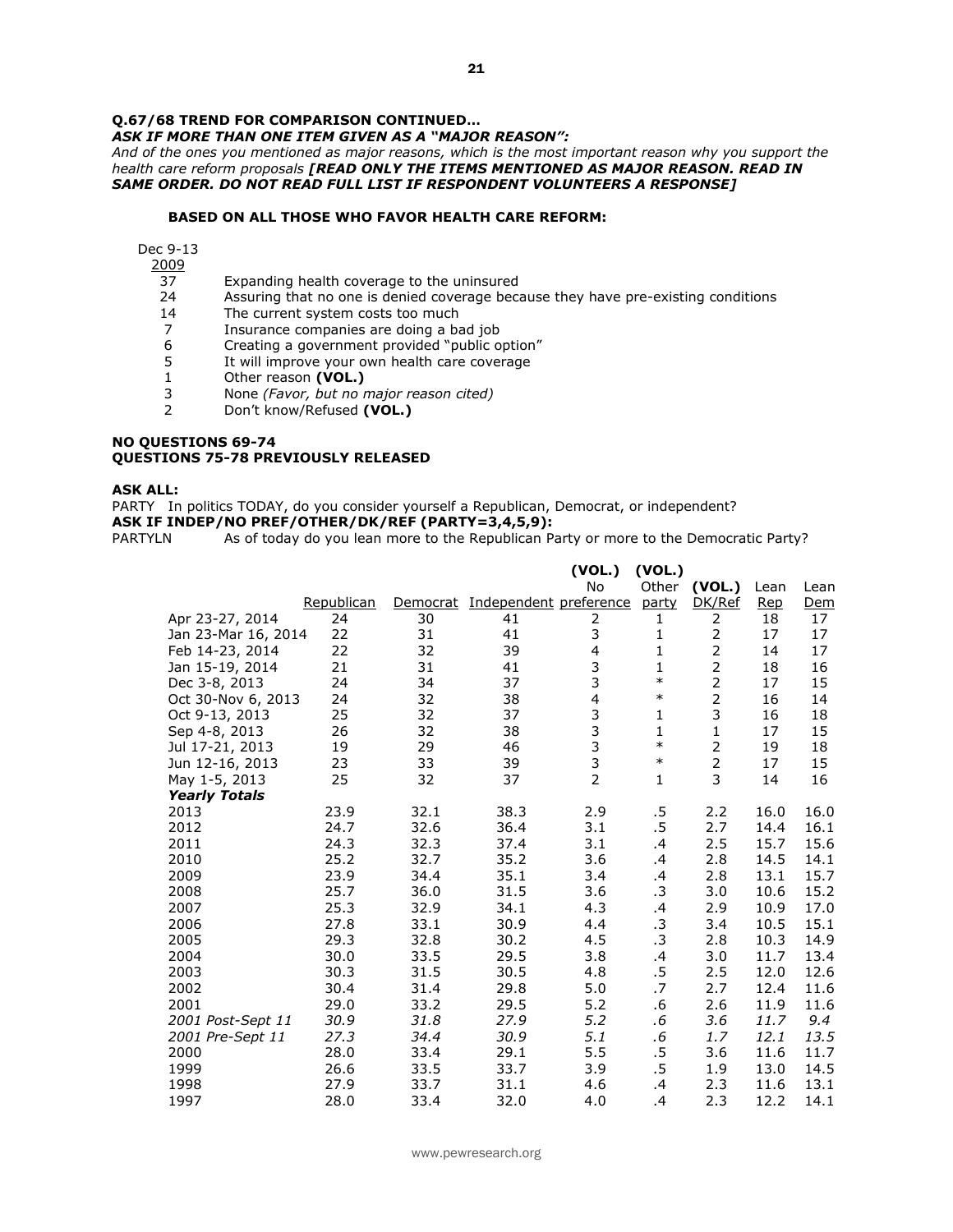**Q.67/68 TREND FOR COMPARISON CONTINUED…**

***ASK IF MORE THAN ONE ITEM GIVEN AS A "MAJOR REASON":***

*And of the ones you mentioned as major reasons, which is the most important reason why you support the health care reform proposals* ***[READ ONLY THE ITEMS MENTIONED AS MAJOR REASON. READ IN SAME ORDER. DO NOT READ FULL LIST IF RESPONDENT VOLUNTEERS A RESPONSE]***

**BASED ON ALL THOSE WHO FAVOR HEALTH CARE REFORM:**

| Dec 9-13 2009 | |
|---|---|
| 37 | Expanding health coverage to the uninsured |
| 24 | Assuring that no one is denied coverage because they have pre-existing conditions |
| 14 | The current system costs too much |
| 7 | Insurance companies are doing a bad job |
| 6 | Creating a government provided "public option" |
| 5 | It will improve your own health care coverage |
| 1 | Other reason **(VOL.)** |
| 3 | None *(Favor, but no major reason cited)* |
| 2 | Don't know/Refused **(VOL.)** |

**NO QUESTIONS 69-74**

**QUESTIONS 75-78 PREVIOUSLY RELEASED**

**ASK ALL:**

PARTY In politics TODAY, do you consider yourself a Republican, Democrat, or independent?

**ASK IF INDEP/NO PREF/OTHER/DK/REF (PARTY=3,4,5,9):**

PARTYLN As of today do you lean more to the Republican Party or more to the Democratic Party?

| | Republican | Democrat | Independent | (VOL.) No preference | (VOL.) Other party | (VOL.) DK/Ref | Lean Rep | Lean Dem |
|---|---|---|---|---|---|---|---|---|
| Apr 23-27, 2014 | 24 | 30 | 41 | 2 | 1 | 2 | 18 | 17 |
| Jan 23-Mar 16, 2014 | 22 | 31 | 41 | 3 | 1 | 2 | 17 | 17 |
| Feb 14-23, 2014 | 22 | 32 | 39 | 4 | 1 | 2 | 14 | 17 |
| Jan 15-19, 2014 | 21 | 31 | 41 | 3 | 1 | 2 | 18 | 16 |
| Dec 3-8, 2013 | 24 | 34 | 37 | 3 | * | 2 | 17 | 15 |
| Oct 30-Nov 6, 2013 | 24 | 32 | 38 | 4 | * | 2 | 16 | 14 |
| Oct 9-13, 2013 | 25 | 32 | 37 | 3 | 1 | 3 | 16 | 18 |
| Sep 4-8, 2013 | 26 | 32 | 38 | 3 | 1 | 1 | 17 | 15 |
| Jul 17-21, 2013 | 19 | 29 | 46 | 3 | * | 2 | 19 | 18 |
| Jun 12-16, 2013 | 23 | 33 | 39 | 3 | * | 2 | 17 | 15 |
| May 1-5, 2013 | 25 | 32 | 37 | 2 | 1 | 3 | 14 | 16 |
| ***Yearly Totals*** | | | | | | | | |
| 2013 | 23.9 | 32.1 | 38.3 | 2.9 | .5 | 2.2 | 16.0 | 16.0 |
| 2012 | 24.7 | 32.6 | 36.4 | 3.1 | .5 | 2.7 | 14.4 | 16.1 |
| 2011 | 24.3 | 32.3 | 37.4 | 3.1 | .4 | 2.5 | 15.7 | 15.6 |
| 2010 | 25.2 | 32.7 | 35.2 | 3.6 | .4 | 2.8 | 14.5 | 14.1 |
| 2009 | 23.9 | 34.4 | 35.1 | 3.4 | .4 | 2.8 | 13.1 | 15.7 |
| 2008 | 25.7 | 36.0 | 31.5 | 3.6 | .3 | 3.0 | 10.6 | 15.2 |
| 2007 | 25.3 | 32.9 | 34.1 | 4.3 | .4 | 2.9 | 10.9 | 17.0 |
| 2006 | 27.8 | 33.1 | 30.9 | 4.4 | .3 | 3.4 | 10.5 | 15.1 |
| 2005 | 29.3 | 32.8 | 30.2 | 4.5 | .3 | 2.8 | 10.3 | 14.9 |
| 2004 | 30.0 | 33.5 | 29.5 | 3.8 | .4 | 3.0 | 11.7 | 13.4 |
| 2003 | 30.3 | 31.5 | 30.5 | 4.8 | .5 | 2.5 | 12.0 | 12.6 |
| 2002 | 30.4 | 31.4 | 29.8 | 5.0 | .7 | 2.7 | 12.4 | 11.6 |
| 2001 | 29.0 | 33.2 | 29.5 | 5.2 | .6 | 2.6 | 11.9 | 11.6 |
| *2001 Post-Sept 11* | *30.9* | *31.8* | *27.9* | *5.2* | *.6* | *3.6* | *11.7* | *9.4* |
| *2001 Pre-Sept 11* | *27.3* | *34.4* | *30.9* | *5.1* | *.6* | *1.7* | *12.1* | *13.5* |
| 2000 | 28.0 | 33.4 | 29.1 | 5.5 | .5 | 3.6 | 11.6 | 11.7 |
| 1999 | 26.6 | 33.5 | 33.7 | 3.9 | .5 | 1.9 | 13.0 | 14.5 |
| 1998 | 27.9 | 33.7 | 31.1 | 4.6 | .4 | 2.3 | 11.6 | 13.1 |
| 1997 | 28.0 | 33.4 | 32.0 | 4.0 | .4 | 2.3 | 12.2 | 14.1 |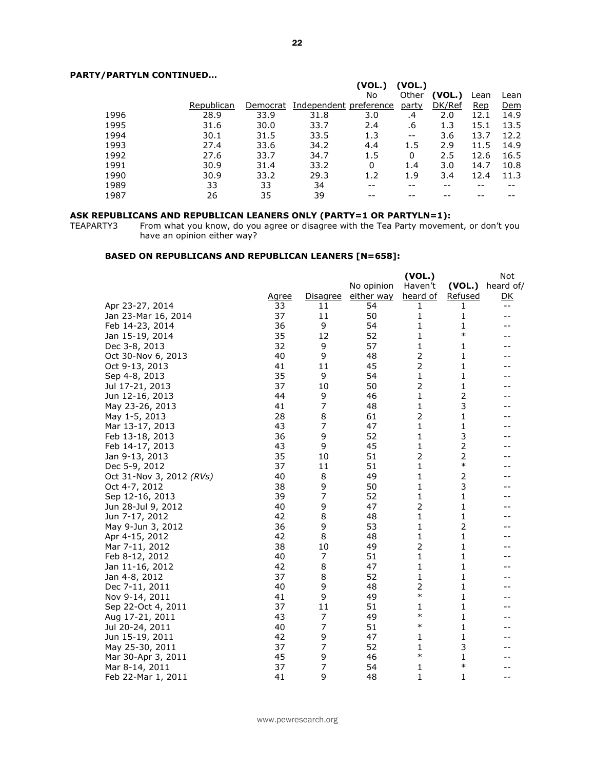**PARTY/PARTYLN CONTINUED…**

| | Republican | Democrat | Independent | (VOL.) No preference | (VOL.) Other party | (VOL.) DK/Ref | Lean Rep | Lean Dem |
|---|---|---|---|---|---|---|---|---|
| 1996 | 28.9 | 33.9 | 31.8 | 3.0 | .4 | 2.0 | 12.1 | 14.9 |
| 1995 | 31.6 | 30.0 | 33.7 | 2.4 | .6 | 1.3 | 15.1 | 13.5 |
| 1994 | 30.1 | 31.5 | 33.5 | 1.3 | -- | 3.6 | 13.7 | 12.2 |
| 1993 | 27.4 | 33.6 | 34.2 | 4.4 | 1.5 | 2.9 | 11.5 | 14.9 |
| 1992 | 27.6 | 33.7 | 34.7 | 1.5 | 0 | 2.5 | 12.6 | 16.5 |
| 1991 | 30.9 | 31.4 | 33.2 | 0 | 1.4 | 3.0 | 14.7 | 10.8 |
| 1990 | 30.9 | 33.2 | 29.3 | 1.2 | 1.9 | 3.4 | 12.4 | 11.3 |
| 1989 | 33 | 33 | 34 | -- | -- | -- | -- | -- |
| 1987 | 26 | 35 | 39 | -- | -- | -- | -- | -- |

**ASK REPUBLICANS AND REPUBLICAN LEANERS ONLY (PARTY=1 OR PARTYLN=1):**

TEAPARTY3 From what you know, do you agree or disagree with the Tea Party movement, or don't you have an opinion either way?

**BASED ON REPUBLICANS AND REPUBLICAN LEANERS [N=658]:**

| | Agree | Disagree | No opinion either way | (VOL.) Haven't heard of | (VOL.) Refused | Not heard of/ DK |
|---|---|---|---|---|---|---|
| Apr 23-27, 2014 | 33 | 11 | 54 | 1 | 1 | -- |
| Jan 23-Mar 16, 2014 | 37 | 11 | 50 | 1 | 1 | -- |
| Feb 14-23, 2014 | 36 | 9 | 54 | 1 | 1 | -- |
| Jan 15-19, 2014 | 35 | 12 | 52 | 1 | * | -- |
| Dec 3-8, 2013 | 32 | 9 | 57 | 1 | 1 | -- |
| Oct 30-Nov 6, 2013 | 40 | 9 | 48 | 2 | 1 | -- |
| Oct 9-13, 2013 | 41 | 11 | 45 | 2 | 1 | -- |
| Sep 4-8, 2013 | 35 | 9 | 54 | 1 | 1 | -- |
| Jul 17-21, 2013 | 37 | 10 | 50 | 2 | 1 | -- |
| Jun 12-16, 2013 | 44 | 9 | 46 | 1 | 2 | -- |
| May 23-26, 2013 | 41 | 7 | 48 | 1 | 3 | -- |
| May 1-5, 2013 | 28 | 8 | 61 | 2 | 1 | -- |
| Mar 13-17, 2013 | 43 | 7 | 47 | 1 | 1 | -- |
| Feb 13-18, 2013 | 36 | 9 | 52 | 1 | 3 | -- |
| Feb 14-17, 2013 | 43 | 9 | 45 | 1 | 2 | -- |
| Jan 9-13, 2013 | 35 | 10 | 51 | 2 | 2 | -- |
| Dec 5-9, 2012 | 37 | 11 | 51 | 1 | * | -- |
| Oct 31-Nov 3, 2012 *(RVs)* | 40 | 8 | 49 | 1 | 2 | -- |
| Oct 4-7, 2012 | 38 | 9 | 50 | 1 | 3 | -- |
| Sep 12-16, 2013 | 39 | 7 | 52 | 1 | 1 | -- |
| Jun 28-Jul 9, 2012 | 40 | 9 | 47 | 2 | 1 | -- |
| Jun 7-17, 2012 | 42 | 8 | 48 | 1 | 1 | -- |
| May 9-Jun 3, 2012 | 36 | 9 | 53 | 1 | 2 | -- |
| Apr 4-15, 2012 | 42 | 8 | 48 | 1 | 1 | -- |
| Mar 7-11, 2012 | 38 | 10 | 49 | 2 | 1 | -- |
| Feb 8-12, 2012 | 40 | 7 | 51 | 1 | 1 | -- |
| Jan 11-16, 2012 | 42 | 8 | 47 | 1 | 1 | -- |
| Jan 4-8, 2012 | 37 | 8 | 52 | 1 | 1 | -- |
| Dec 7-11, 2011 | 40 | 9 | 48 | 2 | 1 | -- |
| Nov 9-14, 2011 | 41 | 9 | 49 | * | 1 | -- |
| Sep 22-Oct 4, 2011 | 37 | 11 | 51 | 1 | 1 | -- |
| Aug 17-21, 2011 | 43 | 7 | 49 | * | 1 | -- |
| Jul 20-24, 2011 | 40 | 7 | 51 | * | 1 | -- |
| Jun 15-19, 2011 | 42 | 9 | 47 | 1 | 1 | -- |
| May 25-30, 2011 | 37 | 7 | 52 | 1 | 3 | -- |
| Mar 30-Apr 3, 2011 | 45 | 9 | 46 | * | 1 | -- |
| Mar 8-14, 2011 | 37 | 7 | 54 | 1 | * | -- |
| Feb 22-Mar 1, 2011 | 41 | 9 | 48 | 1 | 1 | -- |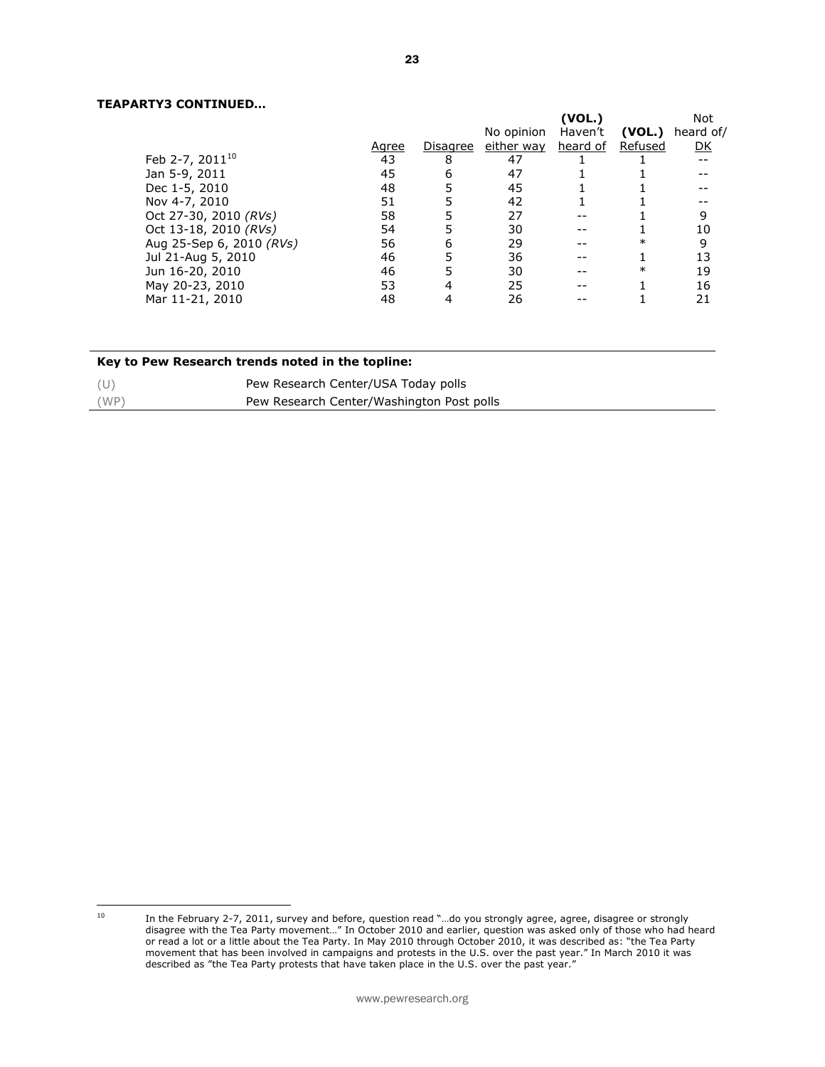**TEAPARTY3 CONTINUED…**

| | Agree | Disagree | No opinion either way | (VOL.) Haven't heard of | (VOL.) Refused | Not heard of/ DK |
|---|---|---|---|---|---|---|
| Feb 2-7, 2011[10] | 43 | 8 | 47 | 1 | 1 | -- |
| Jan 5-9, 2011 | 45 | 6 | 47 | 1 | 1 | -- |
| Dec 1-5, 2010 | 48 | 5 | 45 | 1 | 1 | -- |
| Nov 4-7, 2010 | 51 | 5 | 42 | 1 | 1 | -- |
| Oct 27-30, 2010 *(RVs)* | 58 | 5 | 27 | -- | 1 | 9 |
| Oct 13-18, 2010 *(RVs)* | 54 | 5 | 30 | -- | 1 | 10 |
| Aug 25-Sep 6, 2010 *(RVs)* | 56 | 6 | 29 | -- | * | 9 |
| Jul 21-Aug 5, 2010 | 46 | 5 | 36 | -- | 1 | 13 |
| Jun 16-20, 2010 | 46 | 5 | 30 | -- | * | 19 |
| May 20-23, 2010 | 53 | 4 | 25 | -- | 1 | 16 |
| Mar 11-21, 2010 | 48 | 4 | 26 | -- | 1 | 21 |

**Key to Pew Research trends noted in the topline:**

| | |
|---|---|
| (U) | Pew Research Center/USA Today polls |
| (WP) | Pew Research Center/Washington Post polls |

[10] In the February 2-7, 2011, survey and before, question read "…do you strongly agree, agree, disagree or strongly disagree with the Tea Party movement…" In October 2010 and earlier, question was asked only of those who had heard or read a lot or a little about the Tea Party. In May 2010 through October 2010, it was described as: "the Tea Party movement that has been involved in campaigns and protests in the U.S. over the past year." In March 2010 it was described as "the Tea Party protests that have taken place in the U.S. over the past year."